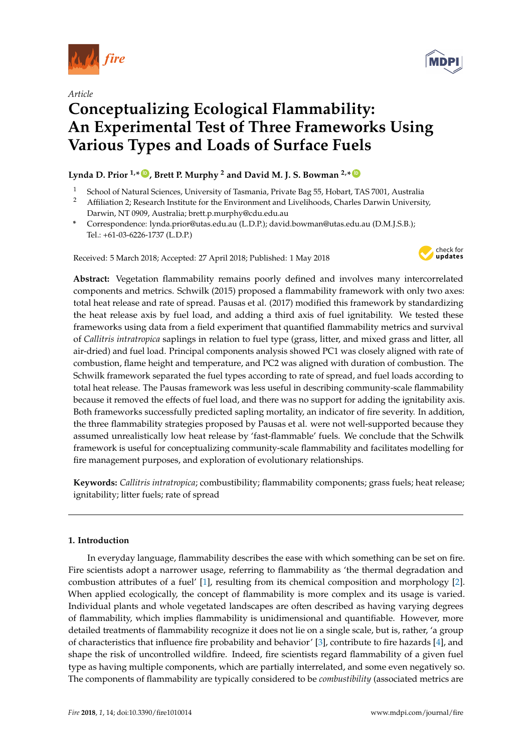*Article*

# Conceptualizing Ecological Flammability: An Experimental Test of Three Frameworks Using Various Types and Loads of Surface Fuels

**Lynda D. Prior [1,*], Brett P. Murphy [2] and David M. J. S. Bowman [2,*]**

[1] School of Natural Sciences, University of Tasmania, Private Bag 55, Hobart, TAS 7001, Australia

[2] Affiliation 2; Research Institute for the Environment and Livelihoods, Charles Darwin University, Darwin, NT 0909, Australia; brett.p.murphy@cdu.edu.au

\* Correspondence: lynda.prior@utas.edu.au (L.D.P.); david.bowman@utas.edu.au (D.M.J.S.B.); Tel.: +61-03-6226-1737 (L.D.P.)

Received: 5 March 2018; Accepted: 27 April 2018; Published: 1 May 2018

**Abstract:** Vegetation flammability remains poorly defined and involves many intercorrelated components and metrics. Schwilk (2015) proposed a flammability framework with only two axes: total heat release and rate of spread. Pausas et al. (2017) modified this framework by standardizing the heat release axis by fuel load, and adding a third axis of fuel ignitability. We tested these frameworks using data from a field experiment that quantified flammability metrics and survival of *Callitris intratropica* saplings in relation to fuel type (grass, litter, and mixed grass and litter, all air-dried) and fuel load. Principal components analysis showed PC1 was closely aligned with rate of combustion, flame height and temperature, and PC2 was aligned with duration of combustion. The Schwilk framework separated the fuel types according to rate of spread, and fuel loads according to total heat release. The Pausas framework was less useful in describing community-scale flammability because it removed the effects of fuel load, and there was no support for adding the ignitability axis. Both frameworks successfully predicted sapling mortality, an indicator of fire severity. In addition, the three flammability strategies proposed by Pausas et al. were not well-supported because they assumed unrealistically low heat release by 'fast-flammable' fuels. We conclude that the Schwilk framework is useful for conceptualizing community-scale flammability and facilitates modelling for fire management purposes, and exploration of evolutionary relationships.

**Keywords:** *Callitris intratropica*; combustibility; flammability components; grass fuels; heat release; ignitability; litter fuels; rate of spread

## 1. Introduction

In everyday language, flammability describes the ease with which something can be set on fire. Fire scientists adopt a narrower usage, referring to flammability as 'the thermal degradation and combustion attributes of a fuel' [1], resulting from its chemical composition and morphology [2]. When applied ecologically, the concept of flammability is more complex and its usage is varied. Individual plants and whole vegetated landscapes are often described as having varying degrees of flammability, which implies flammability is unidimensional and quantifiable. However, more detailed treatments of flammability recognize it does not lie on a single scale, but is, rather, 'a group of characteristics that influence fire probability and behavior' [3], contribute to fire hazards [4], and shape the risk of uncontrolled wildfire. Indeed, fire scientists regard flammability of a given fuel type as having multiple components, which are partially interrelated, and some even negatively so. The components of flammability are typically considered to be *combustibility* (associated metrics are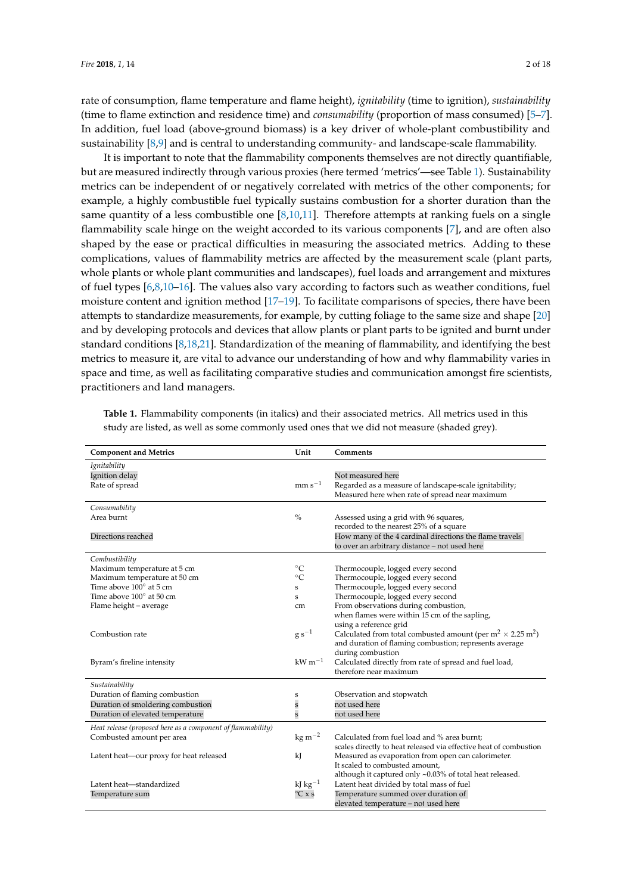rate of consumption, flame temperature and flame height), *ignitability* (time to ignition), *sustainability* (time to flame extinction and residence time) and *consumability* (proportion of mass consumed) [5–7]. In addition, fuel load (above-ground biomass) is a key driver of whole-plant combustibility and sustainability [8,9] and is central to understanding community- and landscape-scale flammability.

It is important to note that the flammability components themselves are not directly quantifiable, but are measured indirectly through various proxies (here termed 'metrics'—see Table 1). Sustainability metrics can be independent of or negatively correlated with metrics of the other components; for example, a highly combustible fuel typically sustains combustion for a shorter duration than the same quantity of a less combustible one [8,10,11]. Therefore attempts at ranking fuels on a single flammability scale hinge on the weight accorded to its various components [7], and are often also shaped by the ease or practical difficulties in measuring the associated metrics. Adding to these complications, values of flammability metrics are affected by the measurement scale (plant parts, whole plants or whole plant communities and landscapes), fuel loads and arrangement and mixtures of fuel types [6,8,10–16]. The values also vary according to factors such as weather conditions, fuel moisture content and ignition method [17–19]. To facilitate comparisons of species, there have been attempts to standardize measurements, for example, by cutting foliage to the same size and shape [20] and by developing protocols and devices that allow plants or plant parts to be ignited and burnt under standard conditions [8,18,21]. Standardization of the meaning of flammability, and identifying the best metrics to measure it, are vital to advance our understanding of how and why flammability varies in space and time, as well as facilitating comparative studies and communication amongst fire scientists, practitioners and land managers.

**Table 1.** Flammability components (in italics) and their associated metrics. All metrics used in this study are listed, as well as some commonly used ones that we did not measure (shaded grey).

| Component and Metrics | Unit | Comments |
|---|---|---|
| *Ignitability* | | |
| Ignition delay | | Not measured here |
| Rate of spread | mm $s^{-1}$ | Regarded as a measure of landscape-scale ignitability; Measured here when rate of spread near maximum |
| *Consumability* | | |
| Area burnt | % | Assessed using a grid with 96 squares, recorded to the nearest 25% of a square |
| Directions reached | | How many of the 4 cardinal directions the flame travels to over an arbitrary distance – not used here |
| *Combustibility* | | |
| Maximum temperature at 5 cm | °C | Thermocouple, logged every second |
| Maximum temperature at 50 cm | °C | Thermocouple, logged every second |
| Time above 100° at 5 cm | s | Thermocouple, logged every second |
| Time above 100° at 50 cm | s | Thermocouple, logged every second |
| Flame height – average | cm | From observations during combustion, when flames were within 15 cm of the sapling, using a reference grid |
| Combustion rate | g $s^{-1}$ | Calculated from total combusted amount (per $m^2 \times 2.25\ m^2$) and duration of flaming combustion; represents average during combustion |
| Byram's fireline intensity | kW $m^{-1}$ | Calculated directly from rate of spread and fuel load, therefore near maximum |
| *Sustainability* | | |
| Duration of flaming combustion | s | Observation and stopwatch |
| Duration of smoldering combustion | s | not used here |
| Duration of elevated temperature | s | not used here |
| *Heat release (proposed here as a component of flammability)* | | |
| Combusted amount per area | kg $m^{-2}$ | Calculated from fuel load and % area burnt; scales directly to heat released via effective heat of combustion |
| Latent heat—our proxy for heat released | kJ | Measured as evaporation from open can calorimeter. It scaled to combusted amount, although it captured only ~0.03% of total heat released. |
| Latent heat—standardized | kJ $kg^{-1}$ | Latent heat divided by total mass of fuel |
| Temperature sum | °C x s | Temperature summed over duration of elevated temperature – not used here |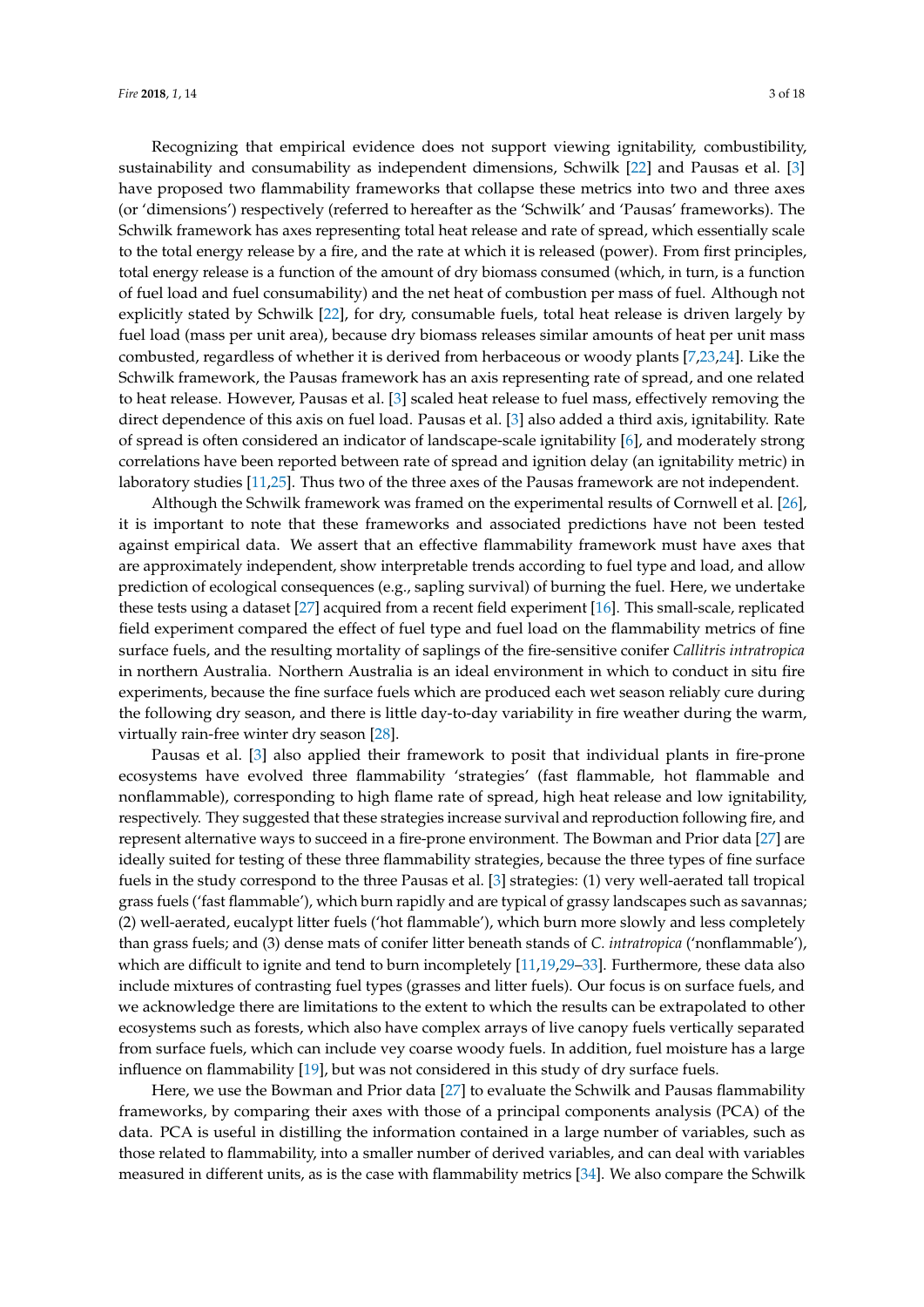Recognizing that empirical evidence does not support viewing ignitability, combustibility, sustainability and consumability as independent dimensions, Schwilk [22] and Pausas et al. [3] have proposed two flammability frameworks that collapse these metrics into two and three axes (or 'dimensions') respectively (referred to hereafter as the 'Schwilk' and 'Pausas' frameworks). The Schwilk framework has axes representing total heat release and rate of spread, which essentially scale to the total energy release by a fire, and the rate at which it is released (power). From first principles, total energy release is a function of the amount of dry biomass consumed (which, in turn, is a function of fuel load and fuel consumability) and the net heat of combustion per mass of fuel. Although not explicitly stated by Schwilk [22], for dry, consumable fuels, total heat release is driven largely by fuel load (mass per unit area), because dry biomass releases similar amounts of heat per unit mass combusted, regardless of whether it is derived from herbaceous or woody plants [7,23,24]. Like the Schwilk framework, the Pausas framework has an axis representing rate of spread, and one related to heat release. However, Pausas et al. [3] scaled heat release to fuel mass, effectively removing the direct dependence of this axis on fuel load. Pausas et al. [3] also added a third axis, ignitability. Rate of spread is often considered an indicator of landscape-scale ignitability [6], and moderately strong correlations have been reported between rate of spread and ignition delay (an ignitability metric) in laboratory studies [11,25]. Thus two of the three axes of the Pausas framework are not independent.

Although the Schwilk framework was framed on the experimental results of Cornwell et al. [26], it is important to note that these frameworks and associated predictions have not been tested against empirical data. We assert that an effective flammability framework must have axes that are approximately independent, show interpretable trends according to fuel type and load, and allow prediction of ecological consequences (e.g., sapling survival) of burning the fuel. Here, we undertake these tests using a dataset [27] acquired from a recent field experiment [16]. This small-scale, replicated field experiment compared the effect of fuel type and fuel load on the flammability metrics of fine surface fuels, and the resulting mortality of saplings of the fire-sensitive conifer *Callitris intratropica* in northern Australia. Northern Australia is an ideal environment in which to conduct in situ fire experiments, because the fine surface fuels which are produced each wet season reliably cure during the following dry season, and there is little day-to-day variability in fire weather during the warm, virtually rain-free winter dry season [28].

Pausas et al. [3] also applied their framework to posit that individual plants in fire-prone ecosystems have evolved three flammability 'strategies' (fast flammable, hot flammable and nonflammable), corresponding to high flame rate of spread, high heat release and low ignitability, respectively. They suggested that these strategies increase survival and reproduction following fire, and represent alternative ways to succeed in a fire-prone environment. The Bowman and Prior data [27] are ideally suited for testing of these three flammability strategies, because the three types of fine surface fuels in the study correspond to the three Pausas et al. [3] strategies: (1) very well-aerated tall tropical grass fuels ('fast flammable'), which burn rapidly and are typical of grassy landscapes such as savannas; (2) well-aerated, eucalypt litter fuels ('hot flammable'), which burn more slowly and less completely than grass fuels; and (3) dense mats of conifer litter beneath stands of *C. intratropica* ('nonflammable'), which are difficult to ignite and tend to burn incompletely [11,19,29–33]. Furthermore, these data also include mixtures of contrasting fuel types (grasses and litter fuels). Our focus is on surface fuels, and we acknowledge there are limitations to the extent to which the results can be extrapolated to other ecosystems such as forests, which also have complex arrays of live canopy fuels vertically separated from surface fuels, which can include vey coarse woody fuels. In addition, fuel moisture has a large influence on flammability [19], but was not considered in this study of dry surface fuels.

Here, we use the Bowman and Prior data [27] to evaluate the Schwilk and Pausas flammability frameworks, by comparing their axes with those of a principal components analysis (PCA) of the data. PCA is useful in distilling the information contained in a large number of variables, such as those related to flammability, into a smaller number of derived variables, and can deal with variables measured in different units, as is the case with flammability metrics [34]. We also compare the Schwilk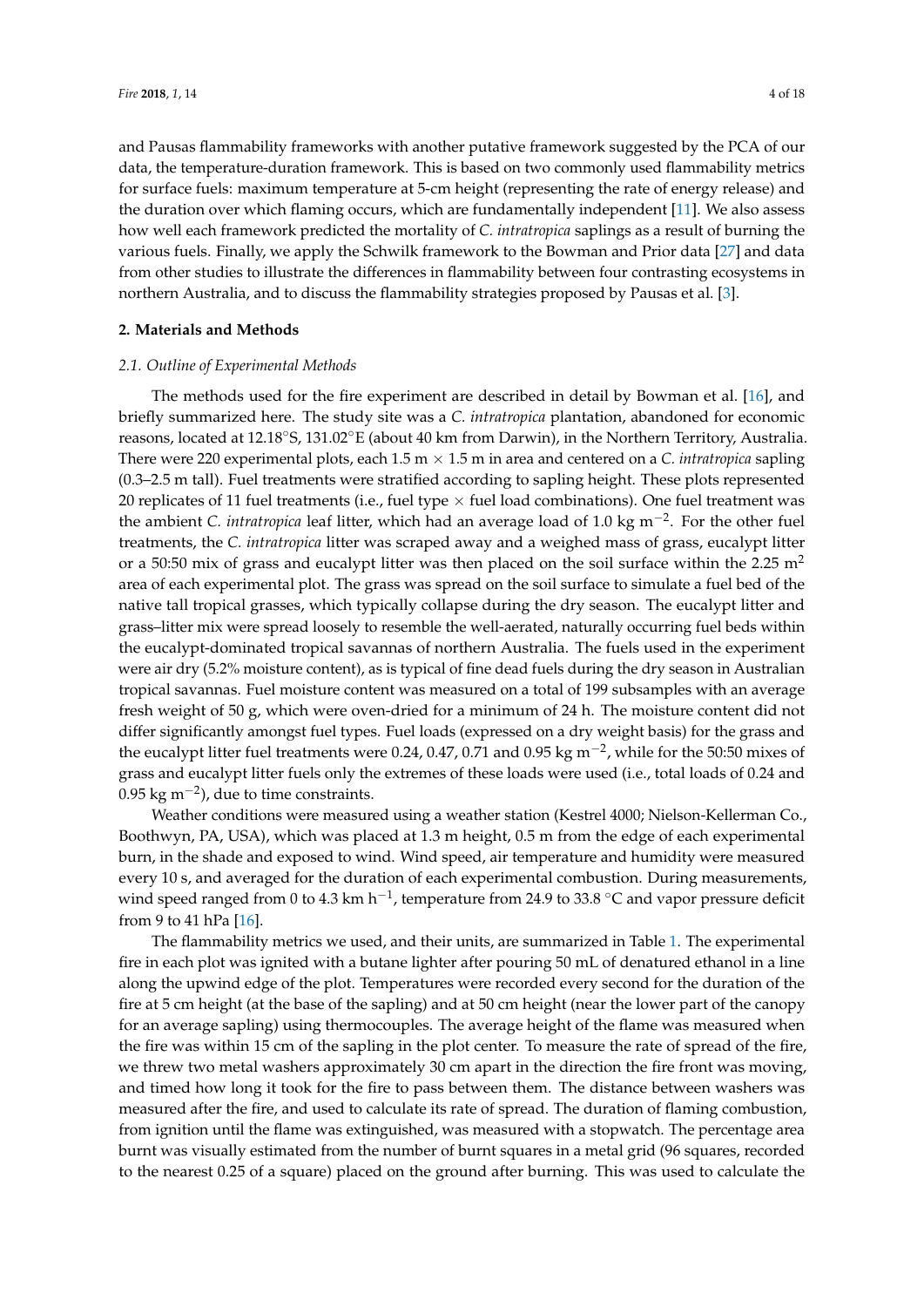and Pausas flammability frameworks with another putative framework suggested by the PCA of our data, the temperature-duration framework. This is based on two commonly used flammability metrics for surface fuels: maximum temperature at 5-cm height (representing the rate of energy release) and the duration over which flaming occurs, which are fundamentally independent [11]. We also assess how well each framework predicted the mortality of *C. intratropica* saplings as a result of burning the various fuels. Finally, we apply the Schwilk framework to the Bowman and Prior data [27] and data from other studies to illustrate the differences in flammability between four contrasting ecosystems in northern Australia, and to discuss the flammability strategies proposed by Pausas et al. [3].

## 2. Materials and Methods

### *2.1. Outline of Experimental Methods*

The methods used for the fire experiment are described in detail by Bowman et al. [16], and briefly summarized here. The study site was a *C. intratropica* plantation, abandoned for economic reasons, located at 12.18°S, 131.02°E (about 40 km from Darwin), in the Northern Territory, Australia. There were 220 experimental plots, each 1.5 m × 1.5 m in area and centered on a *C. intratropica* sapling (0.3–2.5 m tall). Fuel treatments were stratified according to sapling height. These plots represented 20 replicates of 11 fuel treatments (i.e., fuel type × fuel load combinations). One fuel treatment was the ambient *C. intratropica* leaf litter, which had an average load of 1.0 kg $m^{-2}$. For the other fuel treatments, the *C. intratropica* litter was scraped away and a weighed mass of grass, eucalypt litter or a 50:50 mix of grass and eucalypt litter was then placed on the soil surface within the 2.25 $m^2$ area of each experimental plot. The grass was spread on the soil surface to simulate a fuel bed of the native tall tropical grasses, which typically collapse during the dry season. The eucalypt litter and grass–litter mix were spread loosely to resemble the well-aerated, naturally occurring fuel beds within the eucalypt-dominated tropical savannas of northern Australia. The fuels used in the experiment were air dry (5.2% moisture content), as is typical of fine dead fuels during the dry season in Australian tropical savannas. Fuel moisture content was measured on a total of 199 subsamples with an average fresh weight of 50 g, which were oven-dried for a minimum of 24 h. The moisture content did not differ significantly amongst fuel types. Fuel loads (expressed on a dry weight basis) for the grass and the eucalypt litter fuel treatments were 0.24, 0.47, 0.71 and 0.95 kg $m^{-2}$, while for the 50:50 mixes of grass and eucalypt litter fuels only the extremes of these loads were used (i.e., total loads of 0.24 and 0.95 kg $m^{-2}$), due to time constraints.

Weather conditions were measured using a weather station (Kestrel 4000; Nielson-Kellerman Co., Boothwyn, PA, USA), which was placed at 1.3 m height, 0.5 m from the edge of each experimental burn, in the shade and exposed to wind. Wind speed, air temperature and humidity were measured every 10 s, and averaged for the duration of each experimental combustion. During measurements, wind speed ranged from 0 to 4.3 km $h^{-1}$, temperature from 24.9 to 33.8 °C and vapor pressure deficit from 9 to 41 hPa [16].

The flammability metrics we used, and their units, are summarized in Table 1. The experimental fire in each plot was ignited with a butane lighter after pouring 50 mL of denatured ethanol in a line along the upwind edge of the plot. Temperatures were recorded every second for the duration of the fire at 5 cm height (at the base of the sapling) and at 50 cm height (near the lower part of the canopy for an average sapling) using thermocouples. The average height of the flame was measured when the fire was within 15 cm of the sapling in the plot center. To measure the rate of spread of the fire, we threw two metal washers approximately 30 cm apart in the direction the fire front was moving, and timed how long it took for the fire to pass between them. The distance between washers was measured after the fire, and used to calculate its rate of spread. The duration of flaming combustion, from ignition until the flame was extinguished, was measured with a stopwatch. The percentage area burnt was visually estimated from the number of burnt squares in a metal grid (96 squares, recorded to the nearest 0.25 of a square) placed on the ground after burning. This was used to calculate the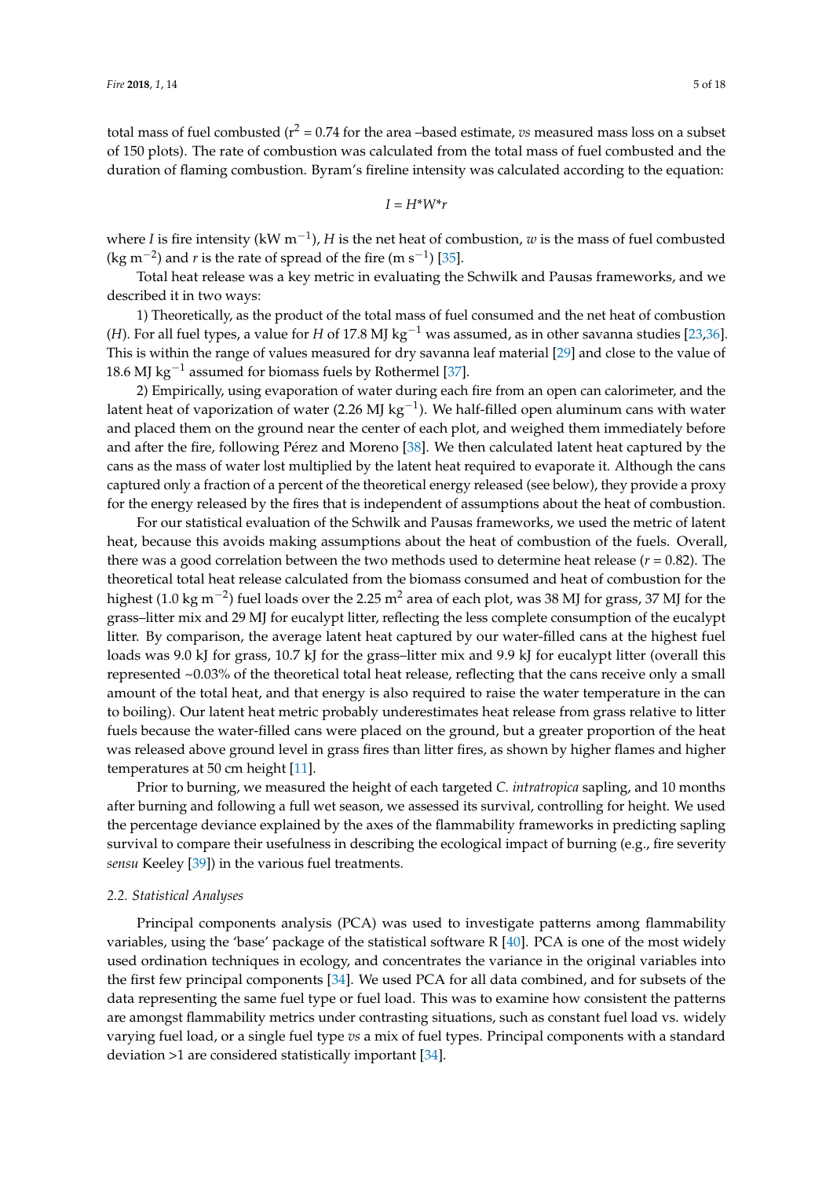total mass of fuel combusted ($r^2$ = 0.74 for the area –based estimate, *vs* measured mass loss on a subset of 150 plots). The rate of combustion was calculated from the total mass of fuel combusted and the duration of flaming combustion. Byram's fireline intensity was calculated according to the equation:

$$I = H^*W^*r$$

where $I$ is fire intensity (kW $m^{-1}$), $H$ is the net heat of combustion, $w$ is the mass of fuel combusted (kg $m^{-2}$) and $r$ is the rate of spread of the fire (m $s^{-1}$) [35].

Total heat release was a key metric in evaluating the Schwilk and Pausas frameworks, and we described it in two ways:

1) Theoretically, as the product of the total mass of fuel consumed and the net heat of combustion ($H$). For all fuel types, a value for $H$ of 17.8 MJ $kg^{-1}$ was assumed, as in other savanna studies [23,36]. This is within the range of values measured for dry savanna leaf material [29] and close to the value of 18.6 MJ $kg^{-1}$ assumed for biomass fuels by Rothermel [37].

2) Empirically, using evaporation of water during each fire from an open can calorimeter, and the latent heat of vaporization of water (2.26 MJ $kg^{-1}$). We half-filled open aluminum cans with water and placed them on the ground near the center of each plot, and weighed them immediately before and after the fire, following Pérez and Moreno [38]. We then calculated latent heat captured by the cans as the mass of water lost multiplied by the latent heat required to evaporate it. Although the cans captured only a fraction of a percent of the theoretical energy released (see below), they provide a proxy for the energy released by the fires that is independent of assumptions about the heat of combustion.

For our statistical evaluation of the Schwilk and Pausas frameworks, we used the metric of latent heat, because this avoids making assumptions about the heat of combustion of the fuels. Overall, there was a good correlation between the two methods used to determine heat release ($r$ = 0.82). The theoretical total heat release calculated from the biomass consumed and heat of combustion for the highest (1.0 kg $m^{-2}$) fuel loads over the 2.25 $m^2$ area of each plot, was 38 MJ for grass, 37 MJ for the grass–litter mix and 29 MJ for eucalypt litter, reflecting the less complete consumption of the eucalypt litter. By comparison, the average latent heat captured by our water-filled cans at the highest fuel loads was 9.0 kJ for grass, 10.7 kJ for the grass–litter mix and 9.9 kJ for eucalypt litter (overall this represented ~0.03% of the theoretical total heat release, reflecting that the cans receive only a small amount of the total heat, and that energy is also required to raise the water temperature in the can to boiling). Our latent heat metric probably underestimates heat release from grass relative to litter fuels because the water-filled cans were placed on the ground, but a greater proportion of the heat was released above ground level in grass fires than litter fires, as shown by higher flames and higher temperatures at 50 cm height [11].

Prior to burning, we measured the height of each targeted *C. intratropica* sapling, and 10 months after burning and following a full wet season, we assessed its survival, controlling for height. We used the percentage deviance explained by the axes of the flammability frameworks in predicting sapling survival to compare their usefulness in describing the ecological impact of burning (e.g., fire severity *sensu* Keeley [39]) in the various fuel treatments.

### 2.2. Statistical Analyses

Principal components analysis (PCA) was used to investigate patterns among flammability variables, using the 'base' package of the statistical software R [40]. PCA is one of the most widely used ordination techniques in ecology, and concentrates the variance in the original variables into the first few principal components [34]. We used PCA for all data combined, and for subsets of the data representing the same fuel type or fuel load. This was to examine how consistent the patterns are amongst flammability metrics under contrasting situations, such as constant fuel load vs. widely varying fuel load, or a single fuel type *vs* a mix of fuel types. Principal components with a standard deviation >1 are considered statistically important [34].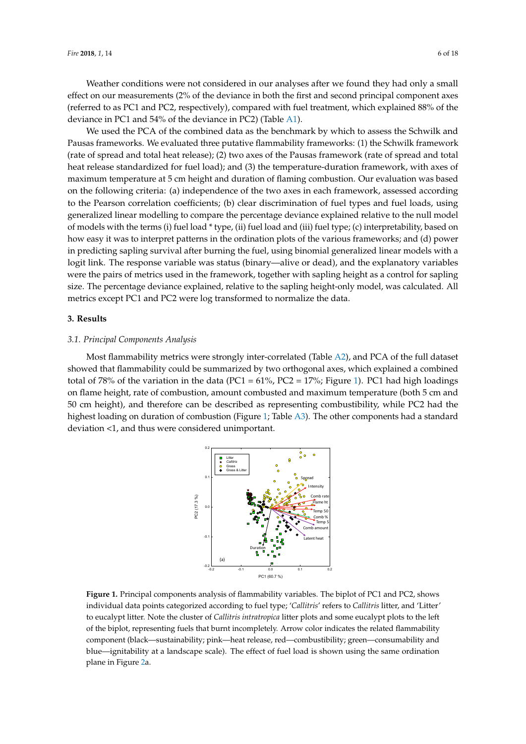Weather conditions were not considered in our analyses after we found they had only a small effect on our measurements (2% of the deviance in both the first and second principal component axes (referred to as PC1 and PC2, respectively), compared with fuel treatment, which explained 88% of the deviance in PC1 and 54% of the deviance in PC2) (Table A1).

We used the PCA of the combined data as the benchmark by which to assess the Schwilk and Pausas frameworks. We evaluated three putative flammability frameworks: (1) the Schwilk framework (rate of spread and total heat release); (2) two axes of the Pausas framework (rate of spread and total heat release standardized for fuel load); and (3) the temperature-duration framework, with axes of maximum temperature at 5 cm height and duration of flaming combustion. Our evaluation was based on the following criteria: (a) independence of the two axes in each framework, assessed according to the Pearson correlation coefficients; (b) clear discrimination of fuel types and fuel loads, using generalized linear modelling to compare the percentage deviance explained relative to the null model of models with the terms (i) fuel load * type, (ii) fuel load and (iii) fuel type; (c) interpretability, based on how easy it was to interpret patterns in the ordination plots of the various frameworks; and (d) power in predicting sapling survival after burning the fuel, using binomial generalized linear models with a logit link. The response variable was status (binary—alive or dead), and the explanatory variables were the pairs of metrics used in the framework, together with sapling height as a control for sapling size. The percentage deviance explained, relative to the sapling height-only model, was calculated. All metrics except PC1 and PC2 were log transformed to normalize the data.

## 3. Results

### 3.1. Principal Components Analysis

Most flammability metrics were strongly inter-correlated (Table A2), and PCA of the full dataset showed that flammability could be summarized by two orthogonal axes, which explained a combined total of 78% of the variation in the data (PC1 = 61%, PC2 = 17%; Figure 1). PC1 had high loadings on flame height, rate of combustion, amount combusted and maximum temperature (both 5 cm and 50 cm height), and therefore can be described as representing combustibility, while PC2 had the highest loading on duration of combustion (Figure 1; Table A3). The other components had a standard deviation <1, and thus were considered unimportant.

**Figure 1.** Principal components analysis of flammability variables. The biplot of PC1 and PC2, shows individual data points categorized according to fuel type; '*Callitris*' refers to *Callitris* litter, and 'Litter' to eucalypt litter. Note the cluster of *Callitris intratropica* litter plots and some eucalypt plots to the left of the biplot, representing fuels that burnt incompletely. Arrow color indicates the related flammability component (black—sustainability; pink—heat release, red—combustibility; green—consumability and blue—ignitability at a landscape scale). The effect of fuel load is shown using the same ordination plane in Figure 2a.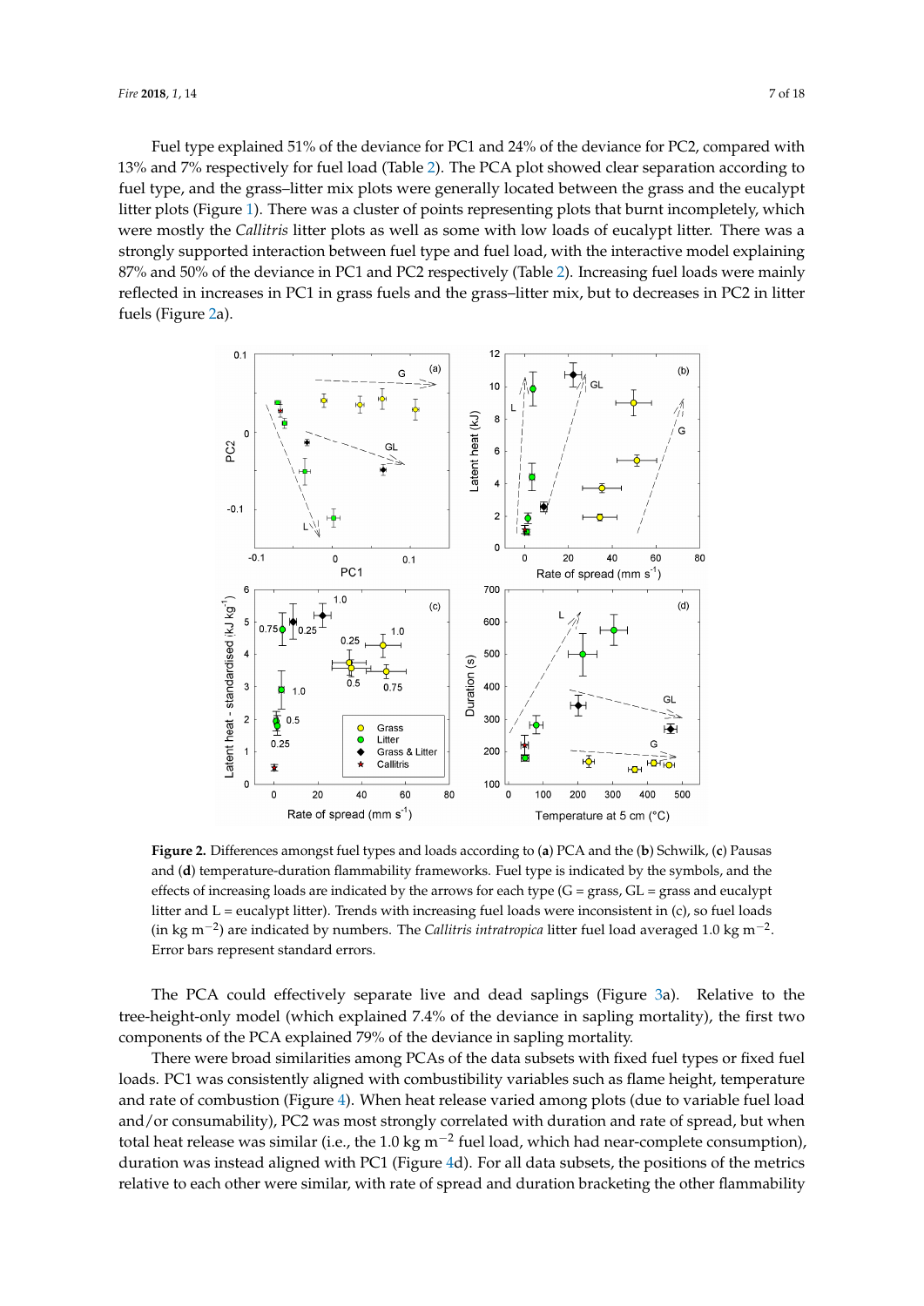Fuel type explained 51% of the deviance for PC1 and 24% of the deviance for PC2, compared with 13% and 7% respectively for fuel load (Table 2). The PCA plot showed clear separation according to fuel type, and the grass–litter mix plots were generally located between the grass and the eucalypt litter plots (Figure 1). There was a cluster of points representing plots that burnt incompletely, which were mostly the *Callitris* litter plots as well as some with low loads of eucalypt litter. There was a strongly supported interaction between fuel type and fuel load, with the interactive model explaining 87% and 50% of the deviance in PC1 and PC2 respectively (Table 2). Increasing fuel loads were mainly reflected in increases in PC1 in grass fuels and the grass–litter mix, but to decreases in PC2 in litter fuels (Figure 2a).

**Figure 2.** Differences amongst fuel types and loads according to (**a**) PCA and the (**b**) Schwilk, (**c**) Pausas and (**d**) temperature-duration flammability frameworks. Fuel type is indicated by the symbols, and the effects of increasing loads are indicated by the arrows for each type (G = grass, GL = grass and eucalypt litter and L = eucalypt litter). Trends with increasing fuel loads were inconsistent in (c), so fuel loads (in kg $m^{-2}$) are indicated by numbers. The *Callitris intratropica* litter fuel load averaged 1.0 kg $m^{-2}$. Error bars represent standard errors.

The PCA could effectively separate live and dead saplings (Figure 3a). Relative to the tree-height-only model (which explained 7.4% of the deviance in sapling mortality), the first two components of the PCA explained 79% of the deviance in sapling mortality.

There were broad similarities among PCAs of the data subsets with fixed fuel types or fixed fuel loads. PC1 was consistently aligned with combustibility variables such as flame height, temperature and rate of combustion (Figure 4). When heat release varied among plots (due to variable fuel load and/or consumability), PC2 was most strongly correlated with duration and rate of spread, but when total heat release was similar (i.e., the 1.0 kg $m^{-2}$ fuel load, which had near-complete consumption), duration was instead aligned with PC1 (Figure 4d). For all data subsets, the positions of the metrics relative to each other were similar, with rate of spread and duration bracketing the other flammability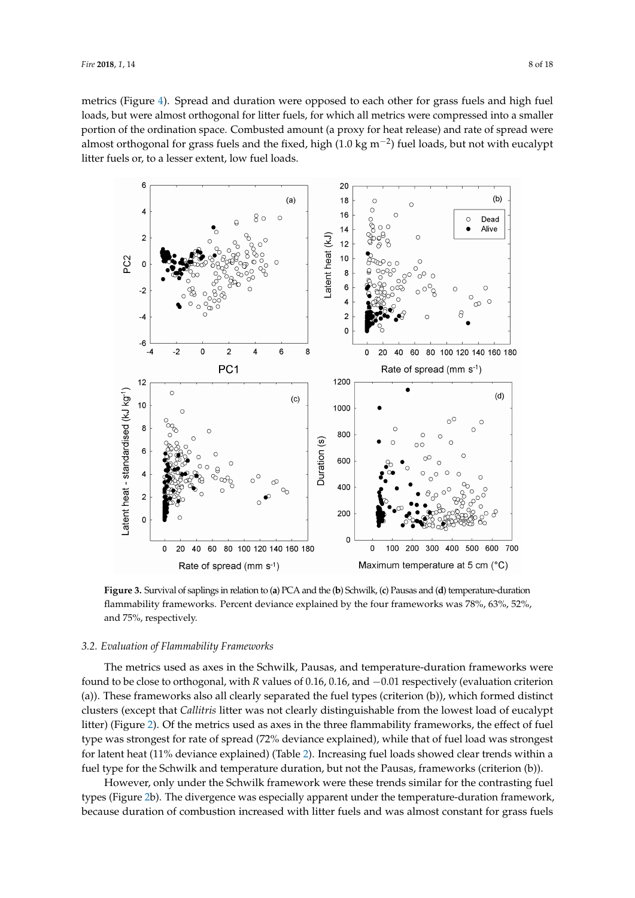metrics (Figure 4). Spread and duration were opposed to each other for grass fuels and high fuel loads, but were almost orthogonal for litter fuels, for which all metrics were compressed into a smaller portion of the ordination space. Combusted amount (a proxy for heat release) and rate of spread were almost orthogonal for grass fuels and the fixed, high (1.0 kg $m^{-2}$) fuel loads, but not with eucalypt litter fuels or, to a lesser extent, low fuel loads.

**Figure 3.** Survival of saplings in relation to (**a**) PCA and the (**b**) Schwilk, (**c**) Pausas and (**d**) temperature-duration flammability frameworks. Percent deviance explained by the four frameworks was 78%, 63%, 52%, and 75%, respectively.

### 3.2. Evaluation of Flammability Frameworks

The metrics used as axes in the Schwilk, Pausas, and temperature-duration frameworks were found to be close to orthogonal, with $R$ values of 0.16, 0.16, and −0.01 respectively (evaluation criterion (a)). These frameworks also all clearly separated the fuel types (criterion (b)), which formed distinct clusters (except that *Callitris* litter was not clearly distinguishable from the lowest load of eucalypt litter) (Figure 2). Of the metrics used as axes in the three flammability frameworks, the effect of fuel type was strongest for rate of spread (72% deviance explained), while that of fuel load was strongest for latent heat (11% deviance explained) (Table 2). Increasing fuel loads showed clear trends within a fuel type for the Schwilk and temperature duration, but not the Pausas, frameworks (criterion (b)).

However, only under the Schwilk framework were these trends similar for the contrasting fuel types (Figure 2b). The divergence was especially apparent under the temperature-duration framework, because duration of combustion increased with litter fuels and was almost constant for grass fuels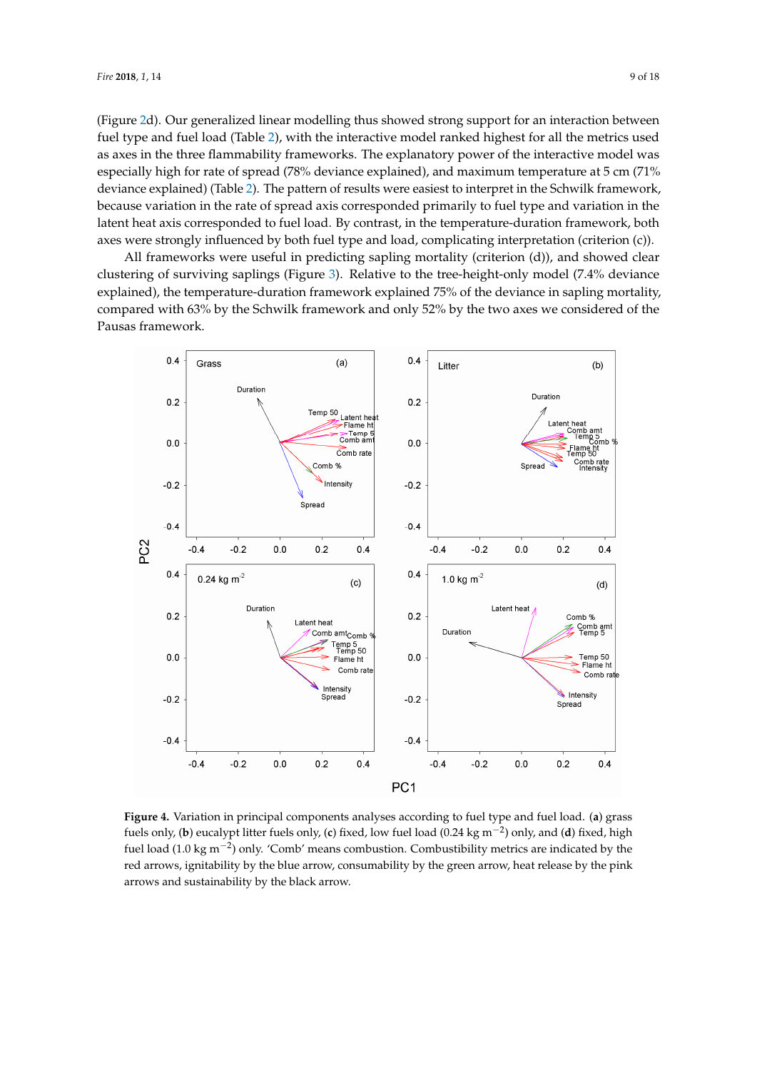(Figure 2d). Our generalized linear modelling thus showed strong support for an interaction between fuel type and fuel load (Table 2), with the interactive model ranked highest for all the metrics used as axes in the three flammability frameworks. The explanatory power of the interactive model was especially high for rate of spread (78% deviance explained), and maximum temperature at 5 cm (71% deviance explained) (Table 2). The pattern of results were easiest to interpret in the Schwilk framework, because variation in the rate of spread axis corresponded primarily to fuel type and variation in the latent heat axis corresponded to fuel load. By contrast, in the temperature-duration framework, both axes were strongly influenced by both fuel type and load, complicating interpretation (criterion (c)).

All frameworks were useful in predicting sapling mortality (criterion (d)), and showed clear clustering of surviving saplings (Figure 3). Relative to the tree-height-only model (7.4% deviance explained), the temperature-duration framework explained 75% of the deviance in sapling mortality, compared with 63% by the Schwilk framework and only 52% by the two axes we considered of the Pausas framework.

**Figure 4.** Variation in principal components analyses according to fuel type and fuel load. (**a**) grass fuels only, (**b**) eucalypt litter fuels only, (**c**) fixed, low fuel load (0.24 kg $m^{-2}$) only, and (**d**) fixed, high fuel load (1.0 kg $m^{-2}$) only. 'Comb' means combustion. Combustibility metrics are indicated by the red arrows, ignitability by the blue arrow, consumability by the green arrow, heat release by the pink arrows and sustainability by the black arrow.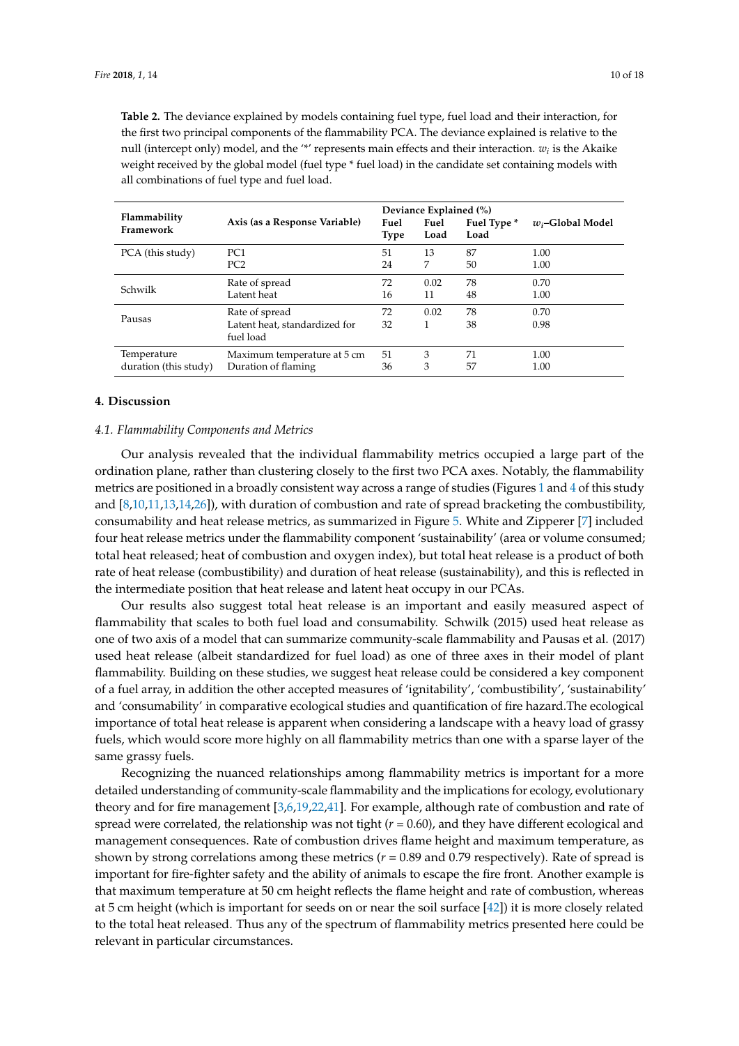**Table 2.** The deviance explained by models containing fuel type, fuel load and their interaction, for the first two principal components of the flammability PCA. The deviance explained is relative to the null (intercept only) model, and the '*' represents main effects and their interaction. $w_i$ is the Akaike weight received by the global model (fuel type * fuel load) in the candidate set containing models with all combinations of fuel type and fuel load.

| Flammability Framework | Axis (as a Response Variable) | Deviance Explained (%) | | | $w_i$–Global Model |
|---|---|---|---|---|---|
| | | Fuel Type | Fuel Load | Fuel Type * Load | |
| PCA (this study) | PC1 | 51 | 13 | 87 | 1.00 |
| | PC2 | 24 | 7 | 50 | 1.00 |
| Schwilk | Rate of spread | 72 | 0.02 | 78 | 0.70 |
| | Latent heat | 16 | 11 | 48 | 1.00 |
| Pausas | Rate of spread | 72 | 0.02 | 78 | 0.70 |
| | Latent heat, standardized for fuel load | 32 | 1 | 38 | 0.98 |
| Temperature duration (this study) | Maximum temperature at 5 cm | 51 | 3 | 71 | 1.00 |
| | Duration of flaming | 36 | 3 | 57 | 1.00 |

## 4. Discussion

### 4.1. Flammability Components and Metrics

Our analysis revealed that the individual flammability metrics occupied a large part of the ordination plane, rather than clustering closely to the first two PCA axes. Notably, the flammability metrics are positioned in a broadly consistent way across a range of studies (Figures 1 and 4 of this study and [8,10,11,13,14,26]), with duration of combustion and rate of spread bracketing the combustibility, consumability and heat release metrics, as summarized in Figure 5. White and Zipperer [7] included four heat release metrics under the flammability component 'sustainability' (area or volume consumed; total heat released; heat of combustion and oxygen index), but total heat release is a product of both rate of heat release (combustibility) and duration of heat release (sustainability), and this is reflected in the intermediate position that heat release and latent heat occupy in our PCAs.

Our results also suggest total heat release is an important and easily measured aspect of flammability that scales to both fuel load and consumability. Schwilk (2015) used heat release as one of two axis of a model that can summarize community-scale flammability and Pausas et al. (2017) used heat release (albeit standardized for fuel load) as one of three axes in their model of plant flammability. Building on these studies, we suggest heat release could be considered a key component of a fuel array, in addition the other accepted measures of 'ignitability', 'combustibility', 'sustainability' and 'consumability' in comparative ecological studies and quantification of fire hazard.The ecological importance of total heat release is apparent when considering a landscape with a heavy load of grassy fuels, which would score more highly on all flammability metrics than one with a sparse layer of the same grassy fuels.

Recognizing the nuanced relationships among flammability metrics is important for a more detailed understanding of community-scale flammability and the implications for ecology, evolutionary theory and for fire management [3,6,19,22,41]. For example, although rate of combustion and rate of spread were correlated, the relationship was not tight ($r = 0.60$), and they have different ecological and management consequences. Rate of combustion drives flame height and maximum temperature, as shown by strong correlations among these metrics ($r = 0.89$ and 0.79 respectively). Rate of spread is important for fire-fighter safety and the ability of animals to escape the fire front. Another example is that maximum temperature at 50 cm height reflects the flame height and rate of combustion, whereas at 5 cm height (which is important for seeds on or near the soil surface [42]) it is more closely related to the total heat released. Thus any of the spectrum of flammability metrics presented here could be relevant in particular circumstances.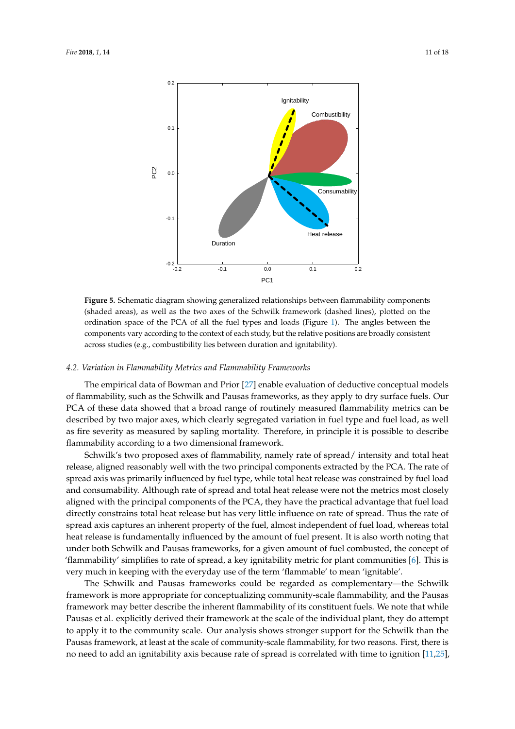**Figure 5.** Schematic diagram showing generalized relationships between flammability components (shaded areas), as well as the two axes of the Schwilk framework (dashed lines), plotted on the ordination space of the PCA of all the fuel types and loads (Figure 1). The angles between the components vary according to the context of each study, but the relative positions are broadly consistent across studies (e.g., combustibility lies between duration and ignitability).

### *4.2. Variation in Flammability Metrics and Flammability Frameworks*

The empirical data of Bowman and Prior [27] enable evaluation of deductive conceptual models of flammability, such as the Schwilk and Pausas frameworks, as they apply to dry surface fuels. Our PCA of these data showed that a broad range of routinely measured flammability metrics can be described by two major axes, which clearly segregated variation in fuel type and fuel load, as well as fire severity as measured by sapling mortality. Therefore, in principle it is possible to describe flammability according to a two dimensional framework.

Schwilk's two proposed axes of flammability, namely rate of spread/ intensity and total heat release, aligned reasonably well with the two principal components extracted by the PCA. The rate of spread axis was primarily influenced by fuel type, while total heat release was constrained by fuel load and consumability. Although rate of spread and total heat release were not the metrics most closely aligned with the principal components of the PCA, they have the practical advantage that fuel load directly constrains total heat release but has very little influence on rate of spread. Thus the rate of spread axis captures an inherent property of the fuel, almost independent of fuel load, whereas total heat release is fundamentally influenced by the amount of fuel present. It is also worth noting that under both Schwilk and Pausas frameworks, for a given amount of fuel combusted, the concept of 'flammability' simplifies to rate of spread, a key ignitability metric for plant communities [6]. This is very much in keeping with the everyday use of the term 'flammable' to mean 'ignitable'.

The Schwilk and Pausas frameworks could be regarded as complementary—the Schwilk framework is more appropriate for conceptualizing community-scale flammability, and the Pausas framework may better describe the inherent flammability of its constituent fuels. We note that while Pausas et al. explicitly derived their framework at the scale of the individual plant, they do attempt to apply it to the community scale. Our analysis shows stronger support for the Schwilk than the Pausas framework, at least at the scale of community-scale flammability, for two reasons. First, there is no need to add an ignitability axis because rate of spread is correlated with time to ignition [11,25],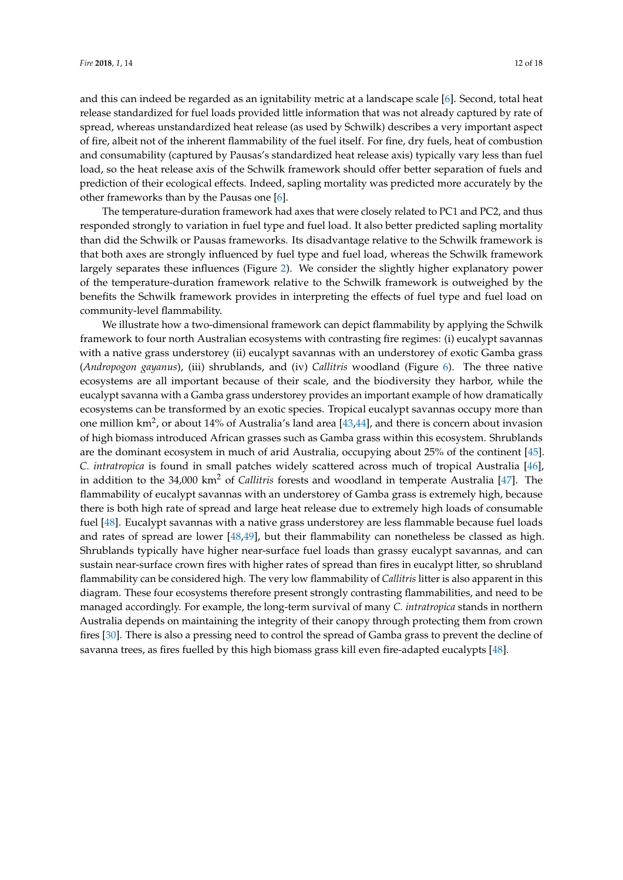and this can indeed be regarded as an ignitability metric at a landscape scale [6]. Second, total heat release standardized for fuel loads provided little information that was not already captured by rate of spread, whereas unstandardized heat release (as used by Schwilk) describes a very important aspect of fire, albeit not of the inherent flammability of the fuel itself. For fine, dry fuels, heat of combustion and consumability (captured by Pausas's standardized heat release axis) typically vary less than fuel load, so the heat release axis of the Schwilk framework should offer better separation of fuels and prediction of their ecological effects. Indeed, sapling mortality was predicted more accurately by the other frameworks than by the Pausas one [6].

The temperature-duration framework had axes that were closely related to PC1 and PC2, and thus responded strongly to variation in fuel type and fuel load. It also better predicted sapling mortality than did the Schwilk or Pausas frameworks. Its disadvantage relative to the Schwilk framework is that both axes are strongly influenced by fuel type and fuel load, whereas the Schwilk framework largely separates these influences (Figure 2). We consider the slightly higher explanatory power of the temperature-duration framework relative to the Schwilk framework is outweighed by the benefits the Schwilk framework provides in interpreting the effects of fuel type and fuel load on community-level flammability.

We illustrate how a two-dimensional framework can depict flammability by applying the Schwilk framework to four north Australian ecosystems with contrasting fire regimes: (i) eucalypt savannas with a native grass understorey (ii) eucalypt savannas with an understorey of exotic Gamba grass (*Andropogon gayanus*), (iii) shrublands, and (iv) *Callitris* woodland (Figure 6). The three native ecosystems are all important because of their scale, and the biodiversity they harbor, while the eucalypt savanna with a Gamba grass understorey provides an important example of how dramatically ecosystems can be transformed by an exotic species. Tropical eucalypt savannas occupy more than one million km$^2$, or about 14% of Australia's land area [43,44], and there is concern about invasion of high biomass introduced African grasses such as Gamba grass within this ecosystem. Shrublands are the dominant ecosystem in much of arid Australia, occupying about 25% of the continent [45]. *C. intratropica* is found in small patches widely scattered across much of tropical Australia [46], in addition to the 34,000 km$^2$ of *Callitris* forests and woodland in temperate Australia [47]. The flammability of eucalypt savannas with an understorey of Gamba grass is extremely high, because there is both high rate of spread and large heat release due to extremely high loads of consumable fuel [48]. Eucalypt savannas with a native grass understorey are less flammable because fuel loads and rates of spread are lower [48,49], but their flammability can nonetheless be classed as high. Shrublands typically have higher near-surface fuel loads than grassy eucalypt savannas, and can sustain near-surface crown fires with higher rates of spread than fires in eucalypt litter, so shrubland flammability can be considered high. The very low flammability of *Callitris* litter is also apparent in this diagram. These four ecosystems therefore present strongly contrasting flammabilities, and need to be managed accordingly. For example, the long-term survival of many *C. intratropica* stands in northern Australia depends on maintaining the integrity of their canopy through protecting them from crown fires [30]. There is also a pressing need to control the spread of Gamba grass to prevent the decline of savanna trees, as fires fuelled by this high biomass grass kill even fire-adapted eucalypts [48].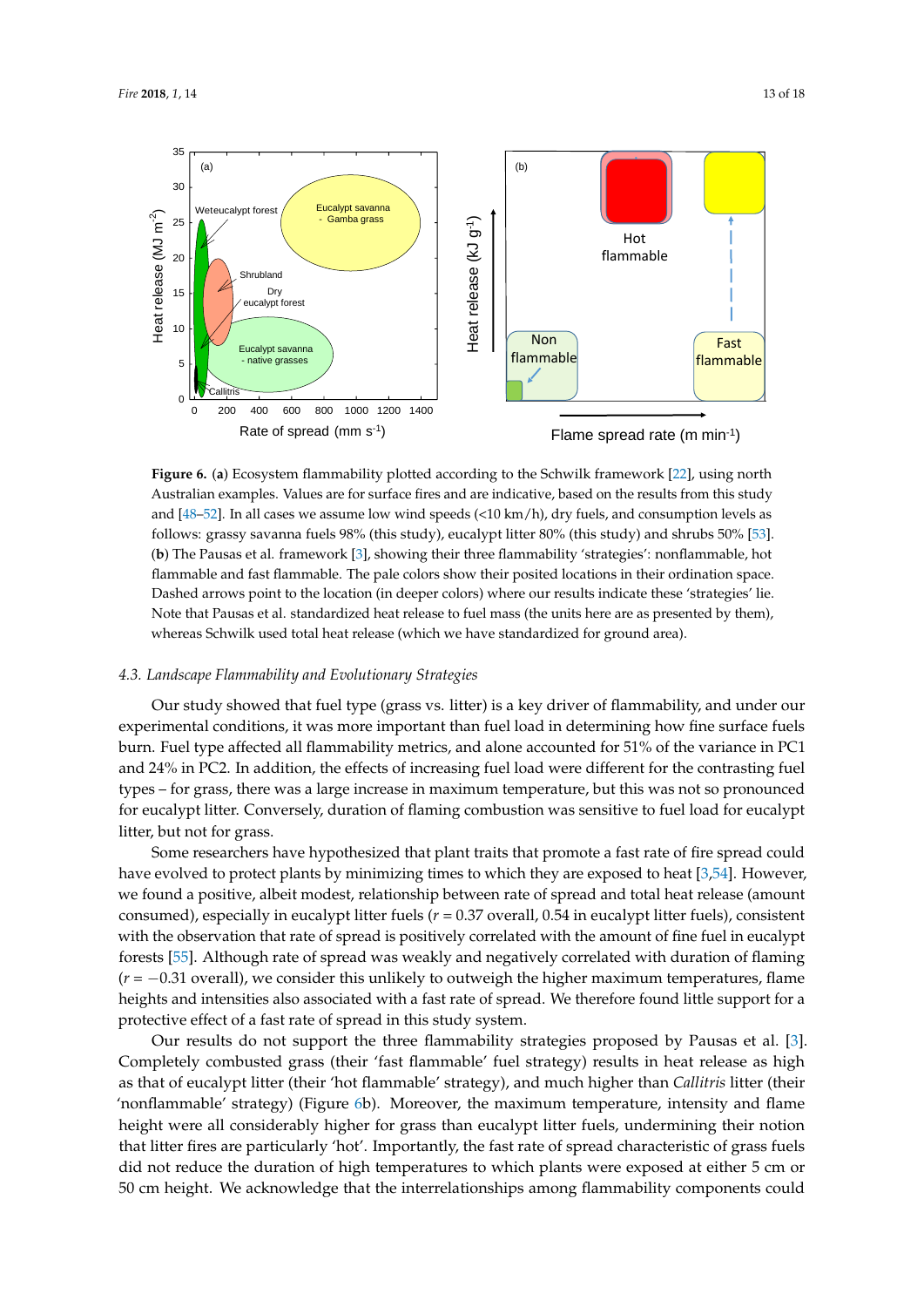**Figure 6.** (**a**) Ecosystem flammability plotted according to the Schwilk framework [22], using north Australian examples. Values are for surface fires and are indicative, based on the results from this study and [48–52]. In all cases we assume low wind speeds (<10 km/h), dry fuels, and consumption levels as follows: grassy savanna fuels 98% (this study), eucalypt litter 80% (this study) and shrubs 50% [53]. (**b**) The Pausas et al. framework [3], showing their three flammability 'strategies': nonflammable, hot flammable and fast flammable. The pale colors show their posited locations in their ordination space. Dashed arrows point to the location (in deeper colors) where our results indicate these 'strategies' lie. Note that Pausas et al. standardized heat release to fuel mass (the units here are as presented by them), whereas Schwilk used total heat release (which we have standardized for ground area).

### 4.3. Landscape Flammability and Evolutionary Strategies

Our study showed that fuel type (grass vs. litter) is a key driver of flammability, and under our experimental conditions, it was more important than fuel load in determining how fine surface fuels burn. Fuel type affected all flammability metrics, and alone accounted for 51% of the variance in PC1 and 24% in PC2. In addition, the effects of increasing fuel load were different for the contrasting fuel types – for grass, there was a large increase in maximum temperature, but this was not so pronounced for eucalypt litter. Conversely, duration of flaming combustion was sensitive to fuel load for eucalypt litter, but not for grass.

Some researchers have hypothesized that plant traits that promote a fast rate of fire spread could have evolved to protect plants by minimizing times to which they are exposed to heat [3,54]. However, we found a positive, albeit modest, relationship between rate of spread and total heat release (amount consumed), especially in eucalypt litter fuels ($r$ = 0.37 overall, 0.54 in eucalypt litter fuels), consistent with the observation that rate of spread is positively correlated with the amount of fine fuel in eucalypt forests [55]. Although rate of spread was weakly and negatively correlated with duration of flaming ($r$ = −0.31 overall), we consider this unlikely to outweigh the higher maximum temperatures, flame heights and intensities also associated with a fast rate of spread. We therefore found little support for a protective effect of a fast rate of spread in this study system.

Our results do not support the three flammability strategies proposed by Pausas et al. [3]. Completely combusted grass (their 'fast flammable' fuel strategy) results in heat release as high as that of eucalypt litter (their 'hot flammable' strategy), and much higher than *Callitris* litter (their 'nonflammable' strategy) (Figure 6b). Moreover, the maximum temperature, intensity and flame height were all considerably higher for grass than eucalypt litter fuels, undermining their notion that litter fires are particularly 'hot'. Importantly, the fast rate of spread characteristic of grass fuels did not reduce the duration of high temperatures to which plants were exposed at either 5 cm or 50 cm height. We acknowledge that the interrelationships among flammability components could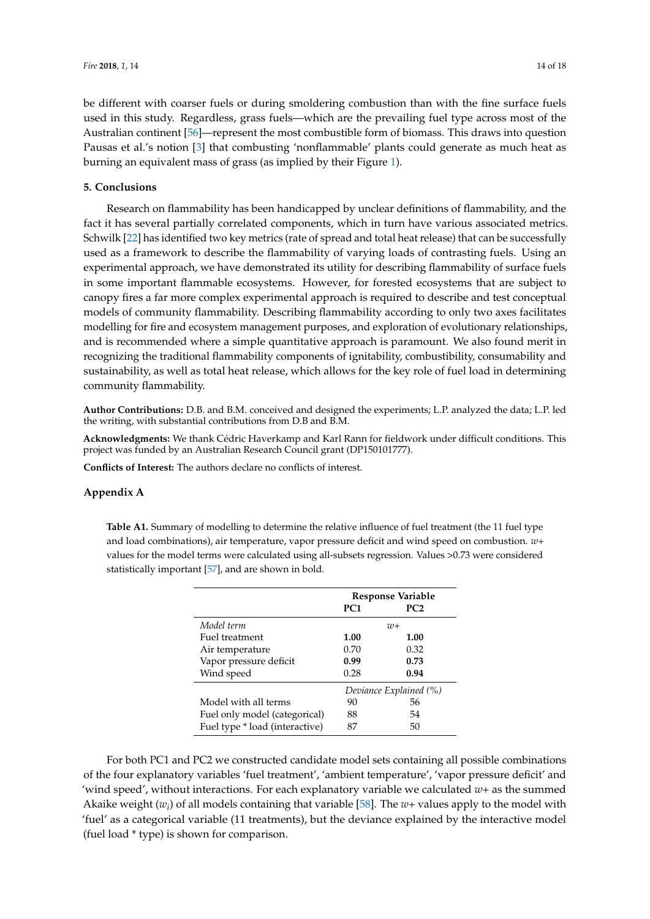be different with coarser fuels or during smoldering combustion than with the fine surface fuels used in this study. Regardless, grass fuels—which are the prevailing fuel type across most of the Australian continent [56]—represent the most combustible form of biomass. This draws into question Pausas et al.'s notion [3] that combusting 'nonflammable' plants could generate as much heat as burning an equivalent mass of grass (as implied by their Figure 1).

## 5. Conclusions

Research on flammability has been handicapped by unclear definitions of flammability, and the fact it has several partially correlated components, which in turn have various associated metrics. Schwilk [22] has identified two key metrics (rate of spread and total heat release) that can be successfully used as a framework to describe the flammability of varying loads of contrasting fuels. Using an experimental approach, we have demonstrated its utility for describing flammability of surface fuels in some important flammable ecosystems. However, for forested ecosystems that are subject to canopy fires a far more complex experimental approach is required to describe and test conceptual models of community flammability. Describing flammability according to only two axes facilitates modelling for fire and ecosystem management purposes, and exploration of evolutionary relationships, and is recommended where a simple quantitative approach is paramount. We also found merit in recognizing the traditional flammability components of ignitability, combustibility, consumability and sustainability, as well as total heat release, which allows for the key role of fuel load in determining community flammability.

**Author Contributions:** D.B. and B.M. conceived and designed the experiments; L.P. analyzed the data; L.P. led the writing, with substantial contributions from D.B and B.M.

**Acknowledgments:** We thank Cédric Haverkamp and Karl Rann for fieldwork under difficult conditions. This project was funded by an Australian Research Council grant (DP150101777).

**Conflicts of Interest:** The authors declare no conflicts of interest.

## Appendix A

**Table A1.** Summary of modelling to determine the relative influence of fuel treatment (the 11 fuel type and load combinations), air temperature, vapor pressure deficit and wind speed on combustion. $w$+ values for the model terms were calculated using all-subsets regression. Values >0.73 were considered statistically important [57], and are shown in bold.

| | Response Variable | |
|---|---|---|
| | **PC1** | **PC2** |
| *Model term* | $w$+ | |
| Fuel treatment | **1.00** | **1.00** |
| Air temperature | 0.70 | 0.32 |
| Vapor pressure deficit | **0.99** | **0.73** |
| Wind speed | 0.28 | **0.94** |
| | *Deviance Explained (%)* | |
| Model with all terms | 90 | 56 |
| Fuel only model (categorical) | 88 | 54 |
| Fuel type * load (interactive) | 87 | 50 |

For both PC1 and PC2 we constructed candidate model sets containing all possible combinations of the four explanatory variables 'fuel treatment', 'ambient temperature', 'vapor pressure deficit' and 'wind speed', without interactions. For each explanatory variable we calculated $w$+ as the summed Akaike weight ($w_i$) of all models containing that variable [58]. The $w$+ values apply to the model with 'fuel' as a categorical variable (11 treatments), but the deviance explained by the interactive model (fuel load * type) is shown for comparison.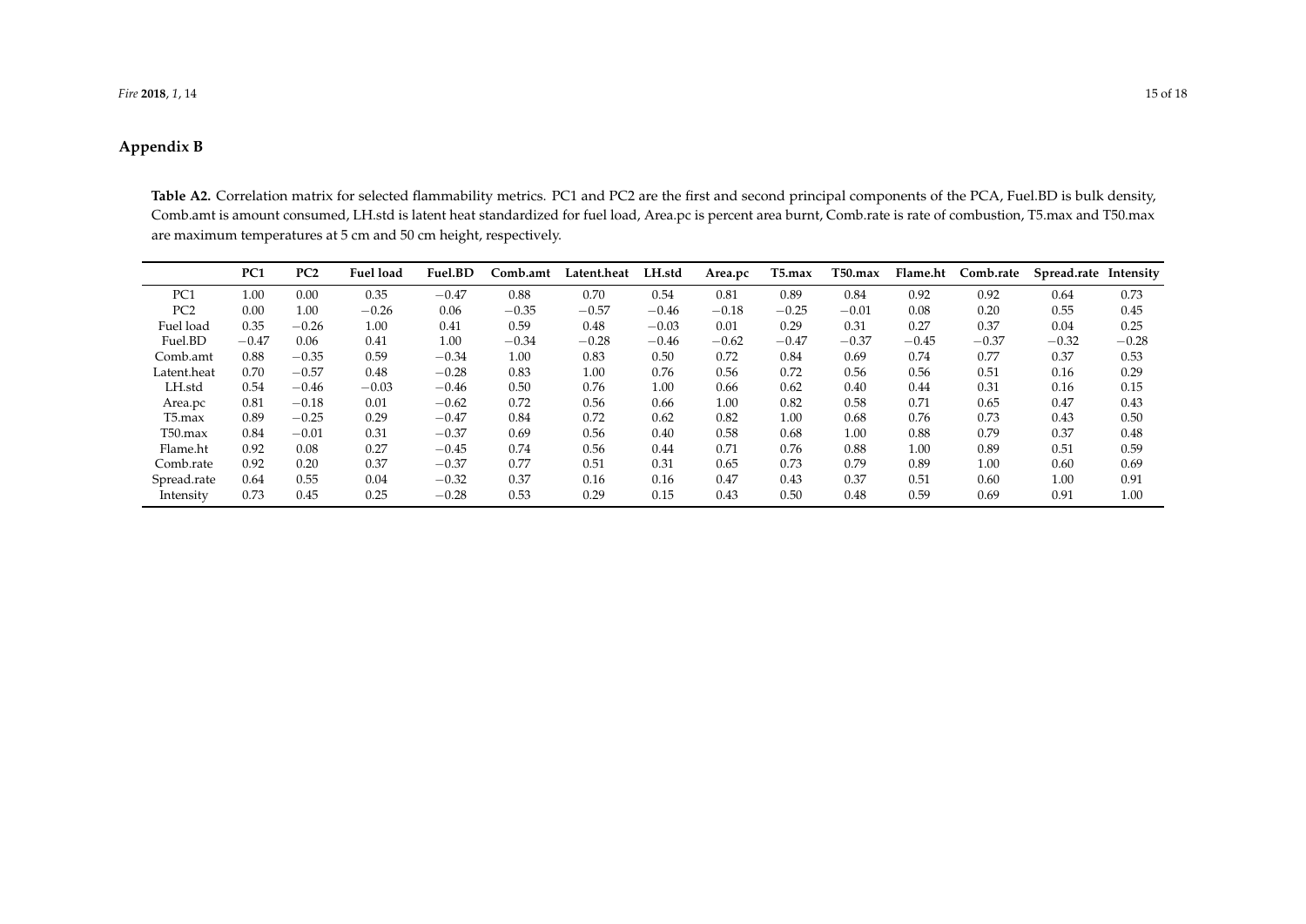## Appendix B

**Table A2.** Correlation matrix for selected flammability metrics. PC1 and PC2 are the first and second principal components of the PCA, Fuel.BD is bulk density, Comb.amt is amount consumed, LH.std is latent heat standardized for fuel load, Area.pc is percent area burnt, Comb.rate is rate of combustion, T5.max and T50.max are maximum temperatures at 5 cm and 50 cm height, respectively.

| | PC1 | PC2 | Fuel load | Fuel.BD | Comb.amt | Latent.heat | LH.std | Area.pc | T5.max | T50.max | Flame.ht | Comb.rate | Spread.rate | Intensity |
|---|---|---|---|---|---|---|---|---|---|---|---|---|---|---|
| PC1 | 1.00 | 0.00 | 0.35 | −0.47 | 0.88 | 0.70 | 0.54 | 0.81 | 0.89 | 0.84 | 0.92 | 0.92 | 0.64 | 0.73 |
| PC2 | 0.00 | 1.00 | −0.26 | 0.06 | −0.35 | −0.57 | −0.46 | −0.18 | −0.25 | −0.01 | 0.08 | 0.20 | 0.55 | 0.45 |
| Fuel load | 0.35 | −0.26 | 1.00 | 0.41 | 0.59 | 0.48 | −0.03 | 0.01 | 0.29 | 0.31 | 0.27 | 0.37 | 0.04 | 0.25 |
| Fuel.BD | −0.47 | 0.06 | 0.41 | 1.00 | −0.34 | −0.28 | −0.46 | −0.62 | −0.47 | −0.37 | −0.45 | −0.37 | −0.32 | −0.28 |
| Comb.amt | 0.88 | −0.35 | 0.59 | −0.34 | 1.00 | 0.83 | 0.50 | 0.72 | 0.84 | 0.69 | 0.74 | 0.77 | 0.37 | 0.53 |
| Latent.heat | 0.70 | −0.57 | 0.48 | −0.28 | 0.83 | 1.00 | 0.76 | 0.56 | 0.72 | 0.56 | 0.56 | 0.51 | 0.16 | 0.29 |
| LH.std | 0.54 | −0.46 | −0.03 | −0.46 | 0.50 | 0.76 | 1.00 | 0.66 | 0.62 | 0.40 | 0.44 | 0.31 | 0.16 | 0.15 |
| Area.pc | 0.81 | −0.18 | 0.01 | −0.62 | 0.72 | 0.56 | 0.66 | 1.00 | 0.82 | 0.58 | 0.71 | 0.65 | 0.47 | 0.43 |
| T5.max | 0.89 | −0.25 | 0.29 | −0.47 | 0.84 | 0.72 | 0.62 | 0.82 | 1.00 | 0.68 | 0.76 | 0.73 | 0.43 | 0.50 |
| T50.max | 0.84 | −0.01 | 0.31 | −0.37 | 0.69 | 0.56 | 0.40 | 0.58 | 0.68 | 1.00 | 0.88 | 0.79 | 0.37 | 0.48 |
| Flame.ht | 0.92 | 0.08 | 0.27 | −0.45 | 0.74 | 0.56 | 0.44 | 0.71 | 0.76 | 0.88 | 1.00 | 0.89 | 0.51 | 0.59 |
| Comb.rate | 0.92 | 0.20 | 0.37 | −0.37 | 0.77 | 0.51 | 0.31 | 0.65 | 0.73 | 0.79 | 0.89 | 1.00 | 0.60 | 0.69 |
| Spread.rate | 0.64 | 0.55 | 0.04 | −0.32 | 0.37 | 0.16 | 0.16 | 0.47 | 0.43 | 0.37 | 0.51 | 0.60 | 1.00 | 0.91 |
| Intensity | 0.73 | 0.45 | 0.25 | −0.28 | 0.53 | 0.29 | 0.15 | 0.43 | 0.50 | 0.48 | 0.59 | 0.69 | 0.91 | 1.00 |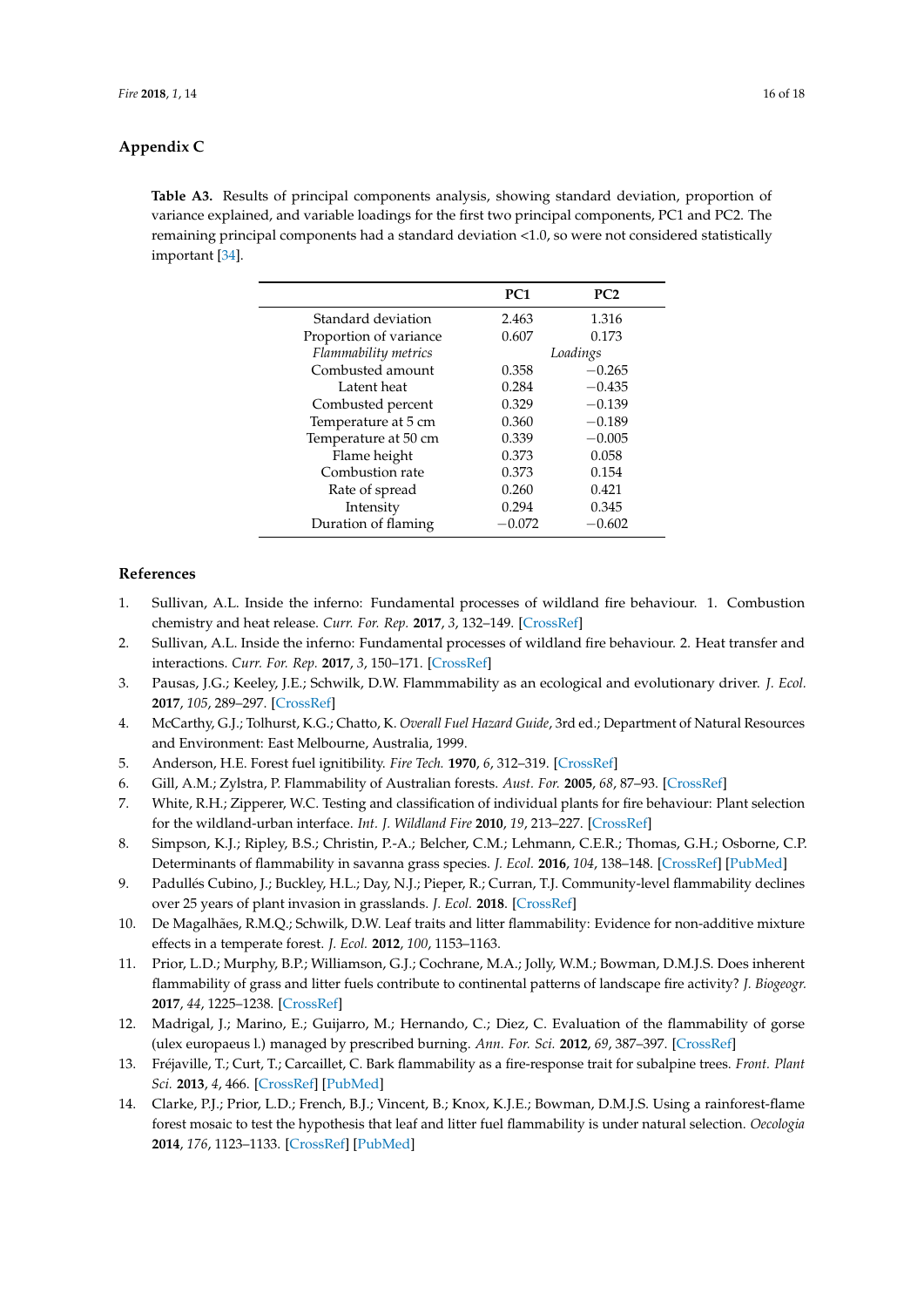## Appendix C

**Table A3.** Results of principal components analysis, showing standard deviation, proportion of variance explained, and variable loadings for the first two principal components, PC1 and PC2. The remaining principal components had a standard deviation <1.0, so were not considered statistically important [34].

| | PC1 | PC2 |
|---|---|---|
| Standard deviation | 2.463 | 1.316 |
| Proportion of variance | 0.607 | 0.173 |
| *Flammability metrics* | *Loadings* | |
| Combusted amount | 0.358 | −0.265 |
| Latent heat | 0.284 | −0.435 |
| Combusted percent | 0.329 | −0.139 |
| Temperature at 5 cm | 0.360 | −0.189 |
| Temperature at 50 cm | 0.339 | −0.005 |
| Flame height | 0.373 | 0.058 |
| Combustion rate | 0.373 | 0.154 |
| Rate of spread | 0.260 | 0.421 |
| Intensity | 0.294 | 0.345 |
| Duration of flaming | −0.072 | −0.602 |

## References

1. Sullivan, A.L. Inside the inferno: Fundamental processes of wildland fire behaviour. 1. Combustion chemistry and heat release. *Curr. For. Rep.* **2017**, *3*, 132–149. [CrossRef]
2. Sullivan, A.L. Inside the inferno: Fundamental processes of wildland fire behaviour. 2. Heat transfer and interactions. *Curr. For. Rep.* **2017**, *3*, 150–171. [CrossRef]
3. Pausas, J.G.; Keeley, J.E.; Schwilk, D.W. Flammmability as an ecological and evolutionary driver. *J. Ecol.* **2017**, *105*, 289–297. [CrossRef]
4. McCarthy, G.J.; Tolhurst, K.G.; Chatto, K. *Overall Fuel Hazard Guide*, 3rd ed.; Department of Natural Resources and Environment: East Melbourne, Australia, 1999.
5. Anderson, H.E. Forest fuel ignitibility. *Fire Tech.* **1970**, *6*, 312–319. [CrossRef]
6. Gill, A.M.; Zylstra, P. Flammability of Australian forests. *Aust. For.* **2005**, *68*, 87–93. [CrossRef]
7. White, R.H.; Zipperer, W.C. Testing and classification of individual plants for fire behaviour: Plant selection for the wildland-urban interface. *Int. J. Wildland Fire* **2010**, *19*, 213–227. [CrossRef]
8. Simpson, K.J.; Ripley, B.S.; Christin, P.-A.; Belcher, C.M.; Lehmann, C.E.R.; Thomas, G.H.; Osborne, C.P. Determinants of flammability in savanna grass species. *J. Ecol.* **2016**, *104*, 138–148. [CrossRef] [PubMed]
9. Padullés Cubino, J.; Buckley, H.L.; Day, N.J.; Pieper, R.; Curran, T.J. Community-level flammability declines over 25 years of plant invasion in grasslands. *J. Ecol.* **2018**. [CrossRef]
10. De Magalhães, R.M.Q.; Schwilk, D.W. Leaf traits and litter flammability: Evidence for non-additive mixture effects in a temperate forest. *J. Ecol.* **2012**, *100*, 1153–1163.
11. Prior, L.D.; Murphy, B.P.; Williamson, G.J.; Cochrane, M.A.; Jolly, W.M.; Bowman, D.M.J.S. Does inherent flammability of grass and litter fuels contribute to continental patterns of landscape fire activity? *J. Biogeogr.* **2017**, *44*, 1225–1238. [CrossRef]
12. Madrigal, J.; Marino, E.; Guijarro, M.; Hernando, C.; Diez, C. Evaluation of the flammability of gorse (ulex europaeus l.) managed by prescribed burning. *Ann. For. Sci.* **2012**, *69*, 387–397. [CrossRef]
13. Fréjaville, T.; Curt, T.; Carcaillet, C. Bark flammability as a fire-response trait for subalpine trees. *Front. Plant Sci.* **2013**, *4*, 466. [CrossRef] [PubMed]
14. Clarke, P.J.; Prior, L.D.; French, B.J.; Vincent, B.; Knox, K.J.E.; Bowman, D.M.J.S. Using a rainforest-flame forest mosaic to test the hypothesis that leaf and litter fuel flammability is under natural selection. *Oecologia* **2014**, *176*, 1123–1133. [CrossRef] [PubMed]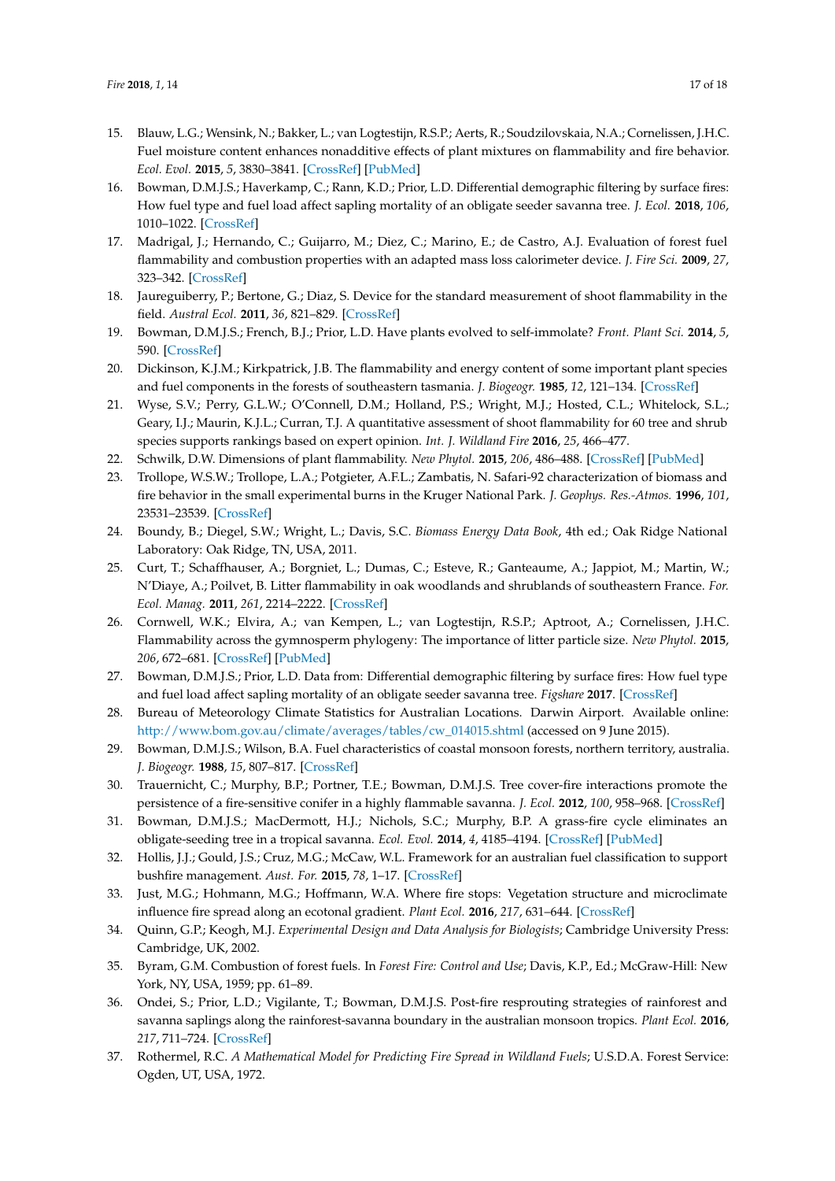15. Blauw, L.G.; Wensink, N.; Bakker, L.; van Logtestijn, R.S.P.; Aerts, R.; Soudzilovskaia, N.A.; Cornelissen, J.H.C. Fuel moisture content enhances nonadditive effects of plant mixtures on flammability and fire behavior. *Ecol. Evol.* **2015**, *5*, 3830–3841. [CrossRef] [PubMed]
16. Bowman, D.M.J.S.; Haverkamp, C.; Rann, K.D.; Prior, L.D. Differential demographic filtering by surface fires: How fuel type and fuel load affect sapling mortality of an obligate seeder savanna tree. *J. Ecol.* **2018**, *106*, 1010–1022. [CrossRef]
17. Madrigal, J.; Hernando, C.; Guijarro, M.; Diez, C.; Marino, E.; de Castro, A.J. Evaluation of forest fuel flammability and combustion properties with an adapted mass loss calorimeter device. *J. Fire Sci.* **2009**, *27*, 323–342. [CrossRef]
18. Jaureguiberry, P.; Bertone, G.; Diaz, S. Device for the standard measurement of shoot flammability in the field. *Austral Ecol.* **2011**, *36*, 821–829. [CrossRef]
19. Bowman, D.M.J.S.; French, B.J.; Prior, L.D. Have plants evolved to self-immolate? *Front. Plant Sci.* **2014**, *5*, 590. [CrossRef]
20. Dickinson, K.J.M.; Kirkpatrick, J.B. The flammability and energy content of some important plant species and fuel components in the forests of southeastern tasmania. *J. Biogeogr.* **1985**, *12*, 121–134. [CrossRef]
21. Wyse, S.V.; Perry, G.L.W.; O'Connell, D.M.; Holland, P.S.; Wright, M.J.; Hosted, C.L.; Whitelock, S.L.; Geary, I.J.; Maurin, K.J.L.; Curran, T.J. A quantitative assessment of shoot flammability for 60 tree and shrub species supports rankings based on expert opinion. *Int. J. Wildland Fire* **2016**, *25*, 466–477.
22. Schwilk, D.W. Dimensions of plant flammability. *New Phytol.* **2015**, *206*, 486–488. [CrossRef] [PubMed]
23. Trollope, W.S.W.; Trollope, L.A.; Potgieter, A.F.L.; Zambatis, N. Safari-92 characterization of biomass and fire behavior in the small experimental burns in the Kruger National Park. *J. Geophys. Res.-Atmos.* **1996**, *101*, 23531–23539. [CrossRef]
24. Boundy, B.; Diegel, S.W.; Wright, L.; Davis, S.C. *Biomass Energy Data Book*, 4th ed.; Oak Ridge National Laboratory: Oak Ridge, TN, USA, 2011.
25. Curt, T.; Schaffhauser, A.; Borgniet, L.; Dumas, C.; Esteve, R.; Ganteaume, A.; Jappiot, M.; Martin, W.; N'Diaye, A.; Poilvet, B. Litter flammability in oak woodlands and shrublands of southeastern France. *For. Ecol. Manag.* **2011**, *261*, 2214–2222. [CrossRef]
26. Cornwell, W.K.; Elvira, A.; van Kempen, L.; van Logtestijn, R.S.P.; Aptroot, A.; Cornelissen, J.H.C. Flammability across the gymnosperm phylogeny: The importance of litter particle size. *New Phytol.* **2015**, *206*, 672–681. [CrossRef] [PubMed]
27. Bowman, D.M.J.S.; Prior, L.D. Data from: Differential demographic filtering by surface fires: How fuel type and fuel load affect sapling mortality of an obligate seeder savanna tree. *Figshare* **2017**. [CrossRef]
28. Bureau of Meteorology Climate Statistics for Australian Locations. Darwin Airport. Available online: http://www.bom.gov.au/climate/averages/tables/cw_014015.shtml (accessed on 9 June 2015).
29. Bowman, D.M.J.S.; Wilson, B.A. Fuel characteristics of coastal monsoon forests, northern territory, australia. *J. Biogeogr.* **1988**, *15*, 807–817. [CrossRef]
30. Trauernicht, C.; Murphy, B.P.; Portner, T.E.; Bowman, D.M.J.S. Tree cover-fire interactions promote the persistence of a fire-sensitive conifer in a highly flammable savanna. *J. Ecol.* **2012**, *100*, 958–968. [CrossRef]
31. Bowman, D.M.J.S.; MacDermott, H.J.; Nichols, S.C.; Murphy, B.P. A grass-fire cycle eliminates an obligate-seeding tree in a tropical savanna. *Ecol. Evol.* **2014**, *4*, 4185–4194. [CrossRef] [PubMed]
32. Hollis, J.J.; Gould, J.S.; Cruz, M.G.; McCaw, W.L. Framework for an australian fuel classification to support bushfire management. *Aust. For.* **2015**, *78*, 1–17. [CrossRef]
33. Just, M.G.; Hohmann, M.G.; Hoffmann, W.A. Where fire stops: Vegetation structure and microclimate influence fire spread along an ecotonal gradient. *Plant Ecol.* **2016**, *217*, 631–644. [CrossRef]
34. Quinn, G.P.; Keogh, M.J. *Experimental Design and Data Analysis for Biologists*; Cambridge University Press: Cambridge, UK, 2002.
35. Byram, G.M. Combustion of forest fuels. In *Forest Fire: Control and Use*; Davis, K.P., Ed.; McGraw-Hill: New York, NY, USA, 1959; pp. 61–89.
36. Ondei, S.; Prior, L.D.; Vigilante, T.; Bowman, D.M.J.S. Post-fire resprouting strategies of rainforest and savanna saplings along the rainforest-savanna boundary in the australian monsoon tropics. *Plant Ecol.* **2016**, *217*, 711–724. [CrossRef]
37. Rothermel, R.C. *A Mathematical Model for Predicting Fire Spread in Wildland Fuels*; U.S.D.A. Forest Service: Ogden, UT, USA, 1972.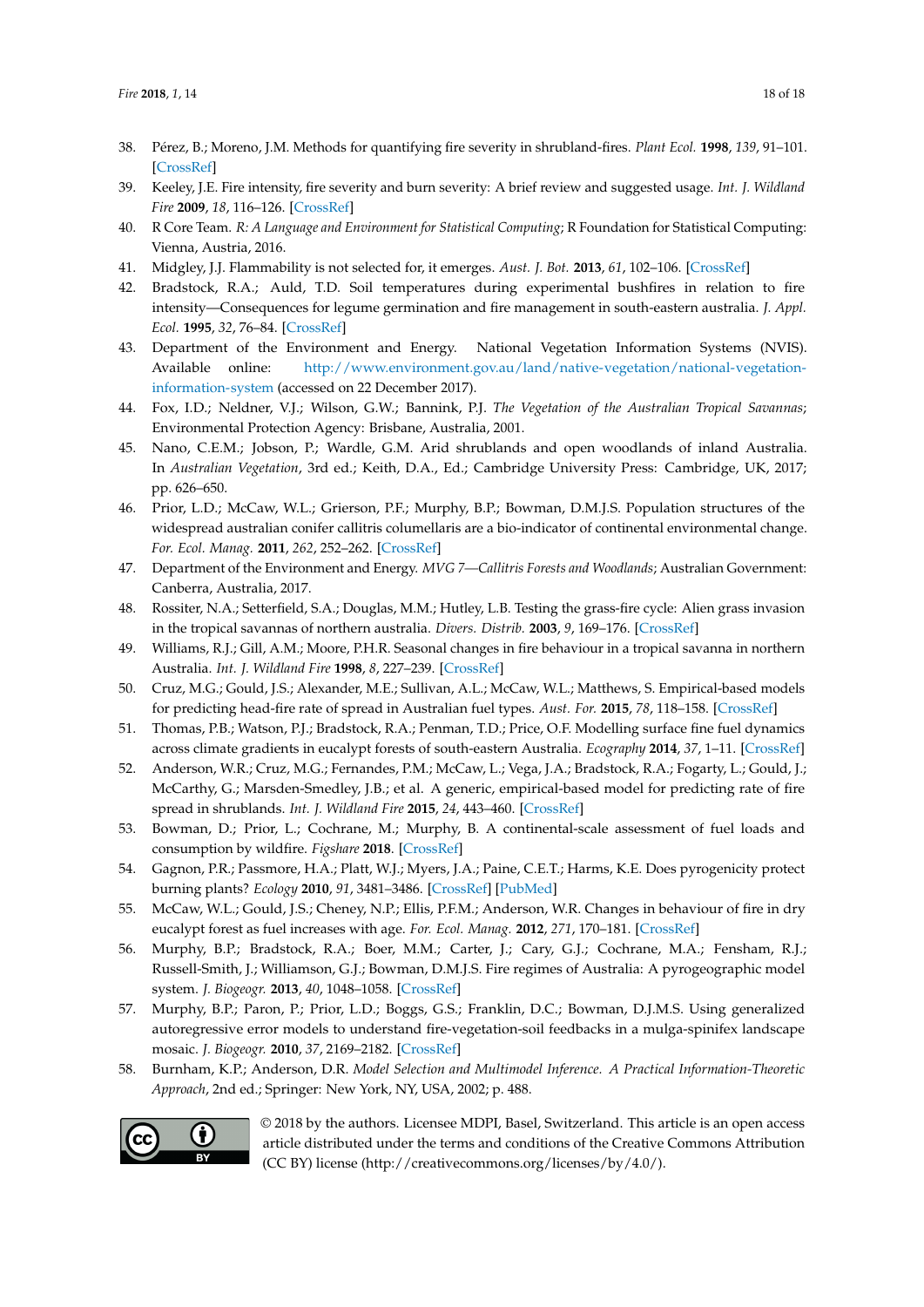38. Pérez, B.; Moreno, J.M. Methods for quantifying fire severity in shrubland-fires. *Plant Ecol.* **1998**, *139*, 91–101. [CrossRef]
39. Keeley, J.E. Fire intensity, fire severity and burn severity: A brief review and suggested usage. *Int. J. Wildland Fire* **2009**, *18*, 116–126. [CrossRef]
40. R Core Team. *R: A Language and Environment for Statistical Computing*; R Foundation for Statistical Computing: Vienna, Austria, 2016.
41. Midgley, J.J. Flammability is not selected for, it emerges. *Aust. J. Bot.* **2013**, *61*, 102–106. [CrossRef]
42. Bradstock, R.A.; Auld, T.D. Soil temperatures during experimental bushfires in relation to fire intensity—Consequences for legume germination and fire management in south-eastern australia. *J. Appl. Ecol.* **1995**, *32*, 76–84. [CrossRef]
43. Department of the Environment and Energy. National Vegetation Information Systems (NVIS). Available online: http://www.environment.gov.au/land/native-vegetation/national-vegetation-information-system (accessed on 22 December 2017).
44. Fox, I.D.; Neldner, V.J.; Wilson, G.W.; Bannink, P.J. *The Vegetation of the Australian Tropical Savannas*; Environmental Protection Agency: Brisbane, Australia, 2001.
45. Nano, C.E.M.; Jobson, P.; Wardle, G.M. Arid shrublands and open woodlands of inland Australia. In *Australian Vegetation*, 3rd ed.; Keith, D.A., Ed.; Cambridge University Press: Cambridge, UK, 2017; pp. 626–650.
46. Prior, L.D.; McCaw, W.L.; Grierson, P.F.; Murphy, B.P.; Bowman, D.M.J.S. Population structures of the widespread australian conifer callitris columellaris are a bio-indicator of continental environmental change. *For. Ecol. Manag.* **2011**, *262*, 252–262. [CrossRef]
47. Department of the Environment and Energy. *MVG 7—Callitris Forests and Woodlands*; Australian Government: Canberra, Australia, 2017.
48. Rossiter, N.A.; Setterfield, S.A.; Douglas, M.M.; Hutley, L.B. Testing the grass-fire cycle: Alien grass invasion in the tropical savannas of northern australia. *Divers. Distrib.* **2003**, *9*, 169–176. [CrossRef]
49. Williams, R.J.; Gill, A.M.; Moore, P.H.R. Seasonal changes in fire behaviour in a tropical savanna in northern Australia. *Int. J. Wildland Fire* **1998**, *8*, 227–239. [CrossRef]
50. Cruz, M.G.; Gould, J.S.; Alexander, M.E.; Sullivan, A.L.; McCaw, W.L.; Matthews, S. Empirical-based models for predicting head-fire rate of spread in Australian fuel types. *Aust. For.* **2015**, *78*, 118–158. [CrossRef]
51. Thomas, P.B.; Watson, P.J.; Bradstock, R.A.; Penman, T.D.; Price, O.F. Modelling surface fine fuel dynamics across climate gradients in eucalypt forests of south-eastern Australia. *Ecography* **2014**, *37*, 1–11. [CrossRef]
52. Anderson, W.R.; Cruz, M.G.; Fernandes, P.M.; McCaw, L.; Vega, J.A.; Bradstock, R.A.; Fogarty, L.; Gould, J.; McCarthy, G.; Marsden-Smedley, J.B.; et al. A generic, empirical-based model for predicting rate of fire spread in shrublands. *Int. J. Wildland Fire* **2015**, *24*, 443–460. [CrossRef]
53. Bowman, D.; Prior, L.; Cochrane, M.; Murphy, B. A continental-scale assessment of fuel loads and consumption by wildfire. *Figshare* **2018**. [CrossRef]
54. Gagnon, P.R.; Passmore, H.A.; Platt, W.J.; Myers, J.A.; Paine, C.E.T.; Harms, K.E. Does pyrogenicity protect burning plants? *Ecology* **2010**, *91*, 3481–3486. [CrossRef] [PubMed]
55. McCaw, W.L.; Gould, J.S.; Cheney, N.P.; Ellis, P.F.M.; Anderson, W.R. Changes in behaviour of fire in dry eucalypt forest as fuel increases with age. *For. Ecol. Manag.* **2012**, *271*, 170–181. [CrossRef]
56. Murphy, B.P.; Bradstock, R.A.; Boer, M.M.; Carter, J.; Cary, G.J.; Cochrane, M.A.; Fensham, R.J.; Russell-Smith, J.; Williamson, G.J.; Bowman, D.M.J.S. Fire regimes of Australia: A pyrogeographic model system. *J. Biogeogr.* **2013**, *40*, 1048–1058. [CrossRef]
57. Murphy, B.P.; Paron, P.; Prior, L.D.; Boggs, G.S.; Franklin, D.C.; Bowman, D.J.M.S. Using generalized autoregressive error models to understand fire-vegetation-soil feedbacks in a mulga-spinifex landscape mosaic. *J. Biogeogr.* **2010**, *37*, 2169–2182. [CrossRef]
58. Burnham, K.P.; Anderson, D.R. *Model Selection and Multimodel Inference. A Practical Information-Theoretic Approach*, 2nd ed.; Springer: New York, NY, USA, 2002; p. 488.

© 2018 by the authors. Licensee MDPI, Basel, Switzerland. This article is an open access article distributed under the terms and conditions of the Creative Commons Attribution (CC BY) license (http://creativecommons.org/licenses/by/4.0/).